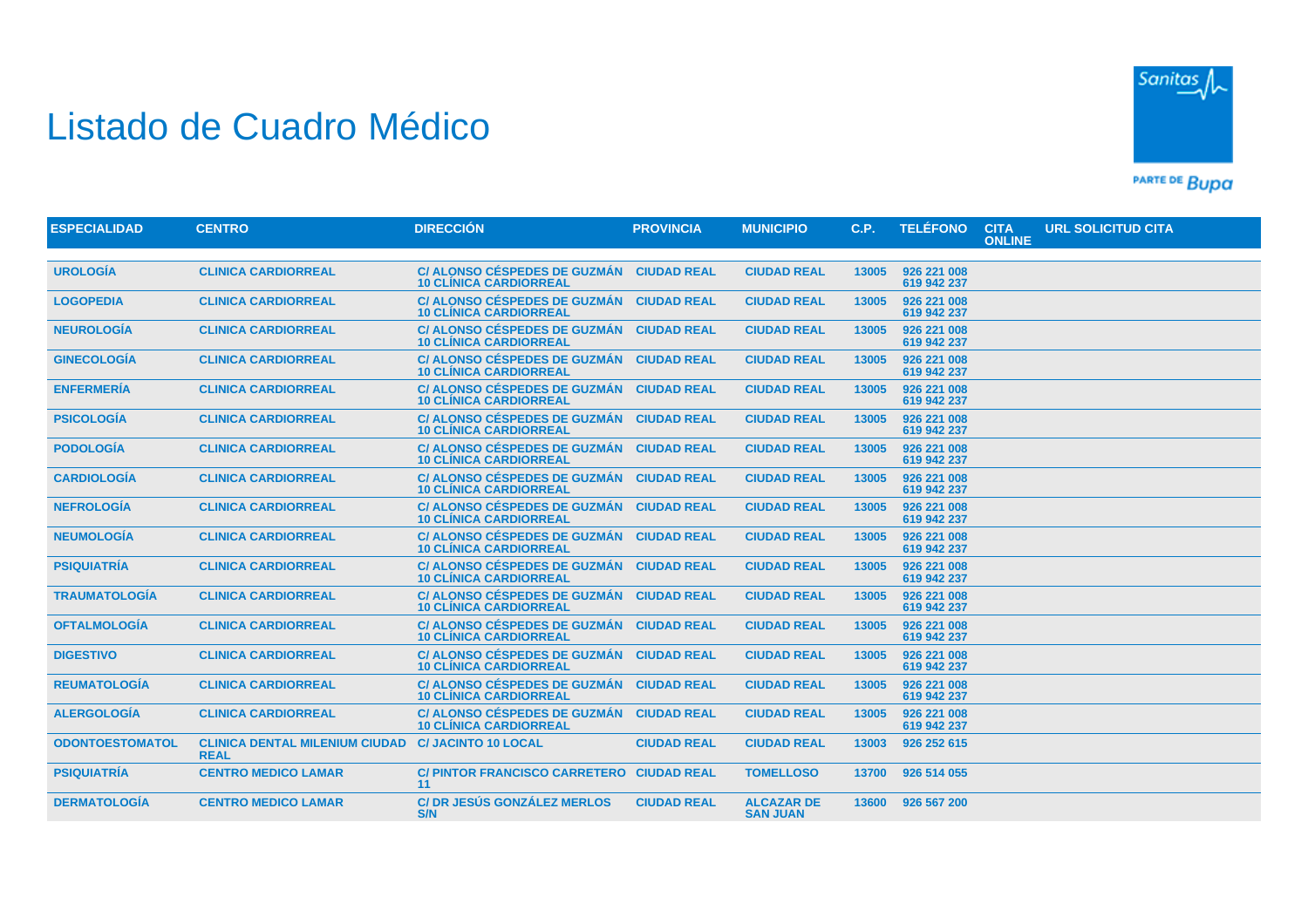# Listado de Cuadro Médico

| ESPECIALIDAD | CENTRO | DIRECCIÓN | PROVINCIA | MUNICIPIO | C.P. | TELÉFONO | CITA ONLINE | URL SOLICITUD CITA |
|---|---|---|---|---|---|---|---|---|
| UROLOGÍA | CLINICA CARDIORREAL | C/ ALONSO CÉSPEDES DE GUZMÁN 10 CLÍNICA CARDIORREAL | CIUDAD REAL | CIUDAD REAL | 13005 | 926 221 008 619 942 237 | | |
| LOGOPEDIA | CLINICA CARDIORREAL | C/ ALONSO CÉSPEDES DE GUZMÁN 10 CLÍNICA CARDIORREAL | CIUDAD REAL | CIUDAD REAL | 13005 | 926 221 008 619 942 237 | | |
| NEUROLOGÍA | CLINICA CARDIORREAL | C/ ALONSO CÉSPEDES DE GUZMÁN 10 CLÍNICA CARDIORREAL | CIUDAD REAL | CIUDAD REAL | 13005 | 926 221 008 619 942 237 | | |
| GINECOLOGÍA | CLINICA CARDIORREAL | C/ ALONSO CÉSPEDES DE GUZMÁN 10 CLÍNICA CARDIORREAL | CIUDAD REAL | CIUDAD REAL | 13005 | 926 221 008 619 942 237 | | |
| ENFERMERÍA | CLINICA CARDIORREAL | C/ ALONSO CÉSPEDES DE GUZMÁN 10 CLÍNICA CARDIORREAL | CIUDAD REAL | CIUDAD REAL | 13005 | 926 221 008 619 942 237 | | |
| PSICOLOGÍA | CLINICA CARDIORREAL | C/ ALONSO CÉSPEDES DE GUZMÁN 10 CLÍNICA CARDIORREAL | CIUDAD REAL | CIUDAD REAL | 13005 | 926 221 008 619 942 237 | | |
| PODOLOGÍA | CLINICA CARDIORREAL | C/ ALONSO CÉSPEDES DE GUZMÁN 10 CLÍNICA CARDIORREAL | CIUDAD REAL | CIUDAD REAL | 13005 | 926 221 008 619 942 237 | | |
| CARDIOLOGÍA | CLINICA CARDIORREAL | C/ ALONSO CÉSPEDES DE GUZMÁN 10 CLÍNICA CARDIORREAL | CIUDAD REAL | CIUDAD REAL | 13005 | 926 221 008 619 942 237 | | |
| NEFROLOGÍA | CLINICA CARDIORREAL | C/ ALONSO CÉSPEDES DE GUZMÁN 10 CLÍNICA CARDIORREAL | CIUDAD REAL | CIUDAD REAL | 13005 | 926 221 008 619 942 237 | | |
| NEUMOLOGÍA | CLINICA CARDIORREAL | C/ ALONSO CÉSPEDES DE GUZMÁN 10 CLÍNICA CARDIORREAL | CIUDAD REAL | CIUDAD REAL | 13005 | 926 221 008 619 942 237 | | |
| PSIQUIATRÍA | CLINICA CARDIORREAL | C/ ALONSO CÉSPEDES DE GUZMÁN 10 CLÍNICA CARDIORREAL | CIUDAD REAL | CIUDAD REAL | 13005 | 926 221 008 619 942 237 | | |
| TRAUMATOLOGÍA | CLINICA CARDIORREAL | C/ ALONSO CÉSPEDES DE GUZMÁN 10 CLÍNICA CARDIORREAL | CIUDAD REAL | CIUDAD REAL | 13005 | 926 221 008 619 942 237 | | |
| OFTALMOLOGÍA | CLINICA CARDIORREAL | C/ ALONSO CÉSPEDES DE GUZMÁN 10 CLÍNICA CARDIORREAL | CIUDAD REAL | CIUDAD REAL | 13005 | 926 221 008 619 942 237 | | |
| DIGESTIVO | CLINICA CARDIORREAL | C/ ALONSO CÉSPEDES DE GUZMÁN 10 CLÍNICA CARDIORREAL | CIUDAD REAL | CIUDAD REAL | 13005 | 926 221 008 619 942 237 | | |
| REUMATOLOGÍA | CLINICA CARDIORREAL | C/ ALONSO CÉSPEDES DE GUZMÁN 10 CLÍNICA CARDIORREAL | CIUDAD REAL | CIUDAD REAL | 13005 | 926 221 008 619 942 237 | | |
| ALERGOLOGÍA | CLINICA CARDIORREAL | C/ ALONSO CÉSPEDES DE GUZMÁN 10 CLÍNICA CARDIORREAL | CIUDAD REAL | CIUDAD REAL | 13005 | 926 221 008 619 942 237 | | |
| ODONTOESTOMATOL | CLINICA DENTAL MILENIUM CIUDAD REAL | C/ JACINTO 10 LOCAL | CIUDAD REAL | CIUDAD REAL | 13003 | 926 252 615 | | |
| PSIQUIATRÍA | CENTRO MEDICO LAMAR | C/ PINTOR FRANCISCO CARRETERO 11 | CIUDAD REAL | TOMELLOSO | 13700 | 926 514 055 | | |
| DERMATOLOGÍA | CENTRO MEDICO LAMAR | C/ DR JESÚS GONZÁLEZ MERLOS S/N | CIUDAD REAL | ALCAZAR DE SAN JUAN | 13600 | 926 567 200 | | |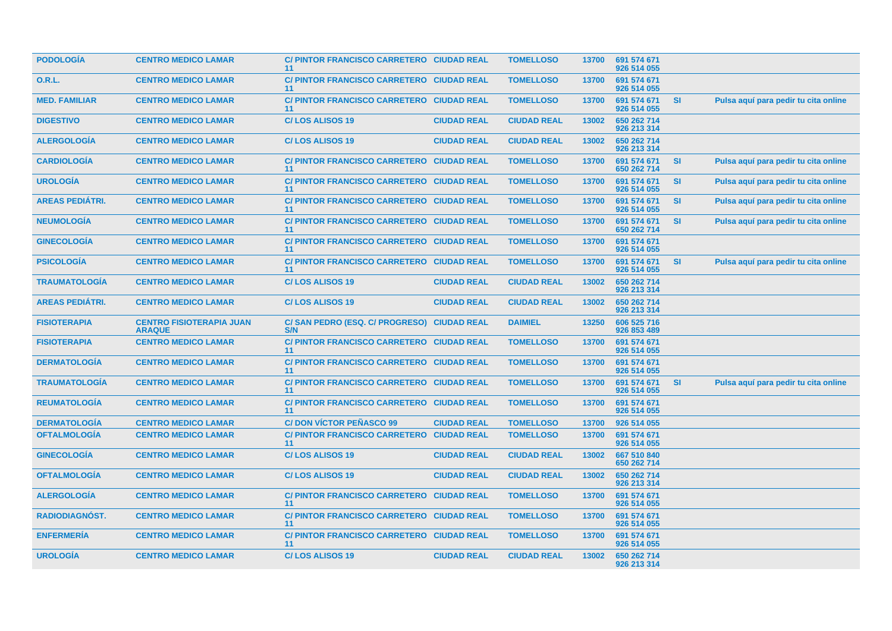| | | | | | | | | |
|---|---|---|---|---|---|---|---|---|
| **PODOLOGÍA** | **CENTRO MEDICO LAMAR** | **C/ PINTOR FRANCISCO CARRETERO 11** | **CIUDAD REAL** | **TOMELLOSO** | **13700** | **691 574 671 926 514 055** | | |
| **O.R.L.** | **CENTRO MEDICO LAMAR** | **C/ PINTOR FRANCISCO CARRETERO 11** | **CIUDAD REAL** | **TOMELLOSO** | **13700** | **691 574 671 926 514 055** | | |
| **MED. FAMILIAR** | **CENTRO MEDICO LAMAR** | **C/ PINTOR FRANCISCO CARRETERO 11** | **CIUDAD REAL** | **TOMELLOSO** | **13700** | **691 574 671 926 514 055** | **SI** | **Pulsa aquí para pedir tu cita online** |
| **DIGESTIVO** | **CENTRO MEDICO LAMAR** | **C/ LOS ALISOS 19** | **CIUDAD REAL** | **CIUDAD REAL** | **13002** | **650 262 714 926 213 314** | | |
| **ALERGOLOGÍA** | **CENTRO MEDICO LAMAR** | **C/ LOS ALISOS 19** | **CIUDAD REAL** | **CIUDAD REAL** | **13002** | **650 262 714 926 213 314** | | |
| **CARDIOLOGÍA** | **CENTRO MEDICO LAMAR** | **C/ PINTOR FRANCISCO CARRETERO 11** | **CIUDAD REAL** | **TOMELLOSO** | **13700** | **691 574 671 650 262 714** | **SI** | **Pulsa aquí para pedir tu cita online** |
| **UROLOGÍA** | **CENTRO MEDICO LAMAR** | **C/ PINTOR FRANCISCO CARRETERO 11** | **CIUDAD REAL** | **TOMELLOSO** | **13700** | **691 574 671 926 514 055** | **SI** | **Pulsa aquí para pedir tu cita online** |
| **AREAS PEDIÁTRI.** | **CENTRO MEDICO LAMAR** | **C/ PINTOR FRANCISCO CARRETERO 11** | **CIUDAD REAL** | **TOMELLOSO** | **13700** | **691 574 671 926 514 055** | **SI** | **Pulsa aquí para pedir tu cita online** |
| **NEUMOLOGÍA** | **CENTRO MEDICO LAMAR** | **C/ PINTOR FRANCISCO CARRETERO 11** | **CIUDAD REAL** | **TOMELLOSO** | **13700** | **691 574 671 650 262 714** | **SI** | **Pulsa aquí para pedir tu cita online** |
| **GINECOLOGÍA** | **CENTRO MEDICO LAMAR** | **C/ PINTOR FRANCISCO CARRETERO 11** | **CIUDAD REAL** | **TOMELLOSO** | **13700** | **691 574 671 926 514 055** | | |
| **PSICOLOGÍA** | **CENTRO MEDICO LAMAR** | **C/ PINTOR FRANCISCO CARRETERO 11** | **CIUDAD REAL** | **TOMELLOSO** | **13700** | **691 574 671 926 514 055** | **SI** | **Pulsa aquí para pedir tu cita online** |
| **TRAUMATOLOGÍA** | **CENTRO MEDICO LAMAR** | **C/ LOS ALISOS 19** | **CIUDAD REAL** | **CIUDAD REAL** | **13002** | **650 262 714 926 213 314** | | |
| **AREAS PEDIÁTRI.** | **CENTRO MEDICO LAMAR** | **C/ LOS ALISOS 19** | **CIUDAD REAL** | **CIUDAD REAL** | **13002** | **650 262 714 926 213 314** | | |
| **FISIOTERAPIA** | **CENTRO FISIOTERAPIA JUAN ARAQUE** | **C/ SAN PEDRO (ESQ. C/ PROGRESO) S/N** | **CIUDAD REAL** | **DAIMIEL** | **13250** | **606 525 716 926 853 489** | | |
| **FISIOTERAPIA** | **CENTRO MEDICO LAMAR** | **C/ PINTOR FRANCISCO CARRETERO 11** | **CIUDAD REAL** | **TOMELLOSO** | **13700** | **691 574 671 926 514 055** | | |
| **DERMATOLOGÍA** | **CENTRO MEDICO LAMAR** | **C/ PINTOR FRANCISCO CARRETERO 11** | **CIUDAD REAL** | **TOMELLOSO** | **13700** | **691 574 671 926 514 055** | | |
| **TRAUMATOLOGÍA** | **CENTRO MEDICO LAMAR** | **C/ PINTOR FRANCISCO CARRETERO 11** | **CIUDAD REAL** | **TOMELLOSO** | **13700** | **691 574 671 926 514 055** | **SI** | **Pulsa aquí para pedir tu cita online** |
| **REUMATOLOGÍA** | **CENTRO MEDICO LAMAR** | **C/ PINTOR FRANCISCO CARRETERO 11** | **CIUDAD REAL** | **TOMELLOSO** | **13700** | **691 574 671 926 514 055** | | |
| **DERMATOLOGÍA** | **CENTRO MEDICO LAMAR** | **C/ DON VÍCTOR PEÑASCO 99** | **CIUDAD REAL** | **TOMELLOSO** | **13700** | **926 514 055** | | |
| **OFTALMOLOGÍA** | **CENTRO MEDICO LAMAR** | **C/ PINTOR FRANCISCO CARRETERO 11** | **CIUDAD REAL** | **TOMELLOSO** | **13700** | **691 574 671 926 514 055** | | |
| **GINECOLOGÍA** | **CENTRO MEDICO LAMAR** | **C/ LOS ALISOS 19** | **CIUDAD REAL** | **CIUDAD REAL** | **13002** | **667 510 840 650 262 714** | | |
| **OFTALMOLOGÍA** | **CENTRO MEDICO LAMAR** | **C/ LOS ALISOS 19** | **CIUDAD REAL** | **CIUDAD REAL** | **13002** | **650 262 714 926 213 314** | | |
| **ALERGOLOGÍA** | **CENTRO MEDICO LAMAR** | **C/ PINTOR FRANCISCO CARRETERO 11** | **CIUDAD REAL** | **TOMELLOSO** | **13700** | **691 574 671 926 514 055** | | |
| **RADIODIAGNÓST.** | **CENTRO MEDICO LAMAR** | **C/ PINTOR FRANCISCO CARRETERO 11** | **CIUDAD REAL** | **TOMELLOSO** | **13700** | **691 574 671 926 514 055** | | |
| **ENFERMERÍA** | **CENTRO MEDICO LAMAR** | **C/ PINTOR FRANCISCO CARRETERO 11** | **CIUDAD REAL** | **TOMELLOSO** | **13700** | **691 574 671 926 514 055** | | |
| **UROLOGÍA** | **CENTRO MEDICO LAMAR** | **C/ LOS ALISOS 19** | **CIUDAD REAL** | **CIUDAD REAL** | **13002** | **650 262 714 926 213 314** | | |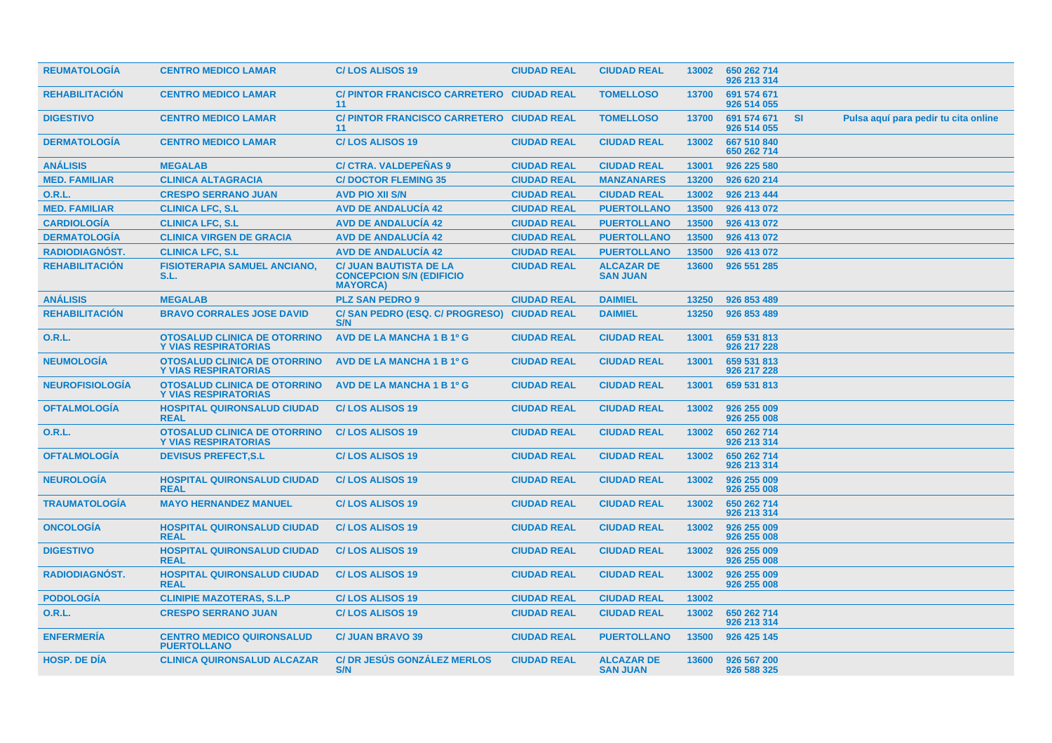| | | | | | | | | |
|---|---|---|---|---|---|---|---|---|
| **REUMATOLOGÍA** | **CENTRO MEDICO LAMAR** | **C/ LOS ALISOS 19** | **CIUDAD REAL** | **CIUDAD REAL** | **13002** | **650 262 714 926 213 314** | | |
| **REHABILITACIÓN** | **CENTRO MEDICO LAMAR** | **C/ PINTOR FRANCISCO CARRETERO 11** | **CIUDAD REAL** | **TOMELLOSO** | **13700** | **691 574 671 926 514 055** | | |
| **DIGESTIVO** | **CENTRO MEDICO LAMAR** | **C/ PINTOR FRANCISCO CARRETERO 11** | **CIUDAD REAL** | **TOMELLOSO** | **13700** | **691 574 671 926 514 055** | **SI** | **Pulsa aquí para pedir tu cita online** |
| **DERMATOLOGÍA** | **CENTRO MEDICO LAMAR** | **C/ LOS ALISOS 19** | **CIUDAD REAL** | **CIUDAD REAL** | **13002** | **667 510 840 650 262 714** | | |
| **ANÁLISIS** | **MEGALAB** | **C/ CTRA. VALDEPEÑAS 9** | **CIUDAD REAL** | **CIUDAD REAL** | **13001** | **926 225 580** | | |
| **MED. FAMILIAR** | **CLINICA ALTAGRACIA** | **C/ DOCTOR FLEMING 35** | **CIUDAD REAL** | **MANZANARES** | **13200** | **926 620 214** | | |
| **O.R.L.** | **CRESPO SERRANO JUAN** | **AVD PIO XII S/N** | **CIUDAD REAL** | **CIUDAD REAL** | **13002** | **926 213 444** | | |
| **MED. FAMILIAR** | **CLINICA LFC, S.L** | **AVD DE ANDALUCÍA 42** | **CIUDAD REAL** | **PUERTOLLANO** | **13500** | **926 413 072** | | |
| **CARDIOLOGÍA** | **CLINICA LFC, S.L** | **AVD DE ANDALUCÍA 42** | **CIUDAD REAL** | **PUERTOLLANO** | **13500** | **926 413 072** | | |
| **DERMATOLOGÍA** | **CLINICA VIRGEN DE GRACIA** | **AVD DE ANDALUCÍA 42** | **CIUDAD REAL** | **PUERTOLLANO** | **13500** | **926 413 072** | | |
| **RADIODIAGNÓST.** | **CLINICA LFC, S.L** | **AVD DE ANDALUCÍA 42** | **CIUDAD REAL** | **PUERTOLLANO** | **13500** | **926 413 072** | | |
| **REHABILITACIÓN** | **FISIOTERAPIA SAMUEL ANCIANO, S.L.** | **C/ JUAN BAUTISTA DE LA CONCEPCION S/N (EDIFICIO MAYORCA)** | **CIUDAD REAL** | **ALCAZAR DE SAN JUAN** | **13600** | **926 551 285** | | |
| **ANÁLISIS** | **MEGALAB** | **PLZ SAN PEDRO 9** | **CIUDAD REAL** | **DAIMIEL** | **13250** | **926 853 489** | | |
| **REHABILITACIÓN** | **BRAVO CORRALES JOSE DAVID** | **C/ SAN PEDRO (ESQ. C/ PROGRESO) S/N** | **CIUDAD REAL** | **DAIMIEL** | **13250** | **926 853 489** | | |
| **O.R.L.** | **OTOSALUD CLINICA DE OTORRINO Y VIAS RESPIRATORIAS** | **AVD DE LA MANCHA 1 B 1º G** | **CIUDAD REAL** | **CIUDAD REAL** | **13001** | **659 531 813 926 217 228** | | |
| **NEUMOLOGÍA** | **OTOSALUD CLINICA DE OTORRINO Y VIAS RESPIRATORIAS** | **AVD DE LA MANCHA 1 B 1º G** | **CIUDAD REAL** | **CIUDAD REAL** | **13001** | **659 531 813 926 217 228** | | |
| **NEUROFISIOLOGÍA** | **OTOSALUD CLINICA DE OTORRINO Y VIAS RESPIRATORIAS** | **AVD DE LA MANCHA 1 B 1º G** | **CIUDAD REAL** | **CIUDAD REAL** | **13001** | **659 531 813** | | |
| **OFTALMOLOGÍA** | **HOSPITAL QUIRONSALUD CIUDAD REAL** | **C/ LOS ALISOS 19** | **CIUDAD REAL** | **CIUDAD REAL** | **13002** | **926 255 009 926 255 008** | | |
| **O.R.L.** | **OTOSALUD CLINICA DE OTORRINO Y VIAS RESPIRATORIAS** | **C/ LOS ALISOS 19** | **CIUDAD REAL** | **CIUDAD REAL** | **13002** | **650 262 714 926 213 314** | | |
| **OFTALMOLOGÍA** | **DEVISUS PREFECT,S.L** | **C/ LOS ALISOS 19** | **CIUDAD REAL** | **CIUDAD REAL** | **13002** | **650 262 714 926 213 314** | | |
| **NEUROLOGÍA** | **HOSPITAL QUIRONSALUD CIUDAD REAL** | **C/ LOS ALISOS 19** | **CIUDAD REAL** | **CIUDAD REAL** | **13002** | **926 255 009 926 255 008** | | |
| **TRAUMATOLOGÍA** | **MAYO HERNANDEZ MANUEL** | **C/ LOS ALISOS 19** | **CIUDAD REAL** | **CIUDAD REAL** | **13002** | **650 262 714 926 213 314** | | |
| **ONCOLOGÍA** | **HOSPITAL QUIRONSALUD CIUDAD REAL** | **C/ LOS ALISOS 19** | **CIUDAD REAL** | **CIUDAD REAL** | **13002** | **926 255 009 926 255 008** | | |
| **DIGESTIVO** | **HOSPITAL QUIRONSALUD CIUDAD REAL** | **C/ LOS ALISOS 19** | **CIUDAD REAL** | **CIUDAD REAL** | **13002** | **926 255 009 926 255 008** | | |
| **RADIODIAGNÓST.** | **HOSPITAL QUIRONSALUD CIUDAD REAL** | **C/ LOS ALISOS 19** | **CIUDAD REAL** | **CIUDAD REAL** | **13002** | **926 255 009 926 255 008** | | |
| **PODOLOGÍA** | **CLINIPIE MAZOTERAS, S.L.P** | **C/ LOS ALISOS 19** | **CIUDAD REAL** | **CIUDAD REAL** | **13002** | | | |
| **O.R.L.** | **CRESPO SERRANO JUAN** | **C/ LOS ALISOS 19** | **CIUDAD REAL** | **CIUDAD REAL** | **13002** | **650 262 714 926 213 314** | | |
| **ENFERMERÍA** | **CENTRO MEDICO QUIRONSALUD PUERTOLLANO** | **C/ JUAN BRAVO 39** | **CIUDAD REAL** | **PUERTOLLANO** | **13500** | **926 425 145** | | |
| **HOSP. DE DÍA** | **CLINICA QUIRONSALUD ALCAZAR** | **C/ DR JESÚS GONZÁLEZ MERLOS S/N** | **CIUDAD REAL** | **ALCAZAR DE SAN JUAN** | **13600** | **926 567 200 926 588 325** | | |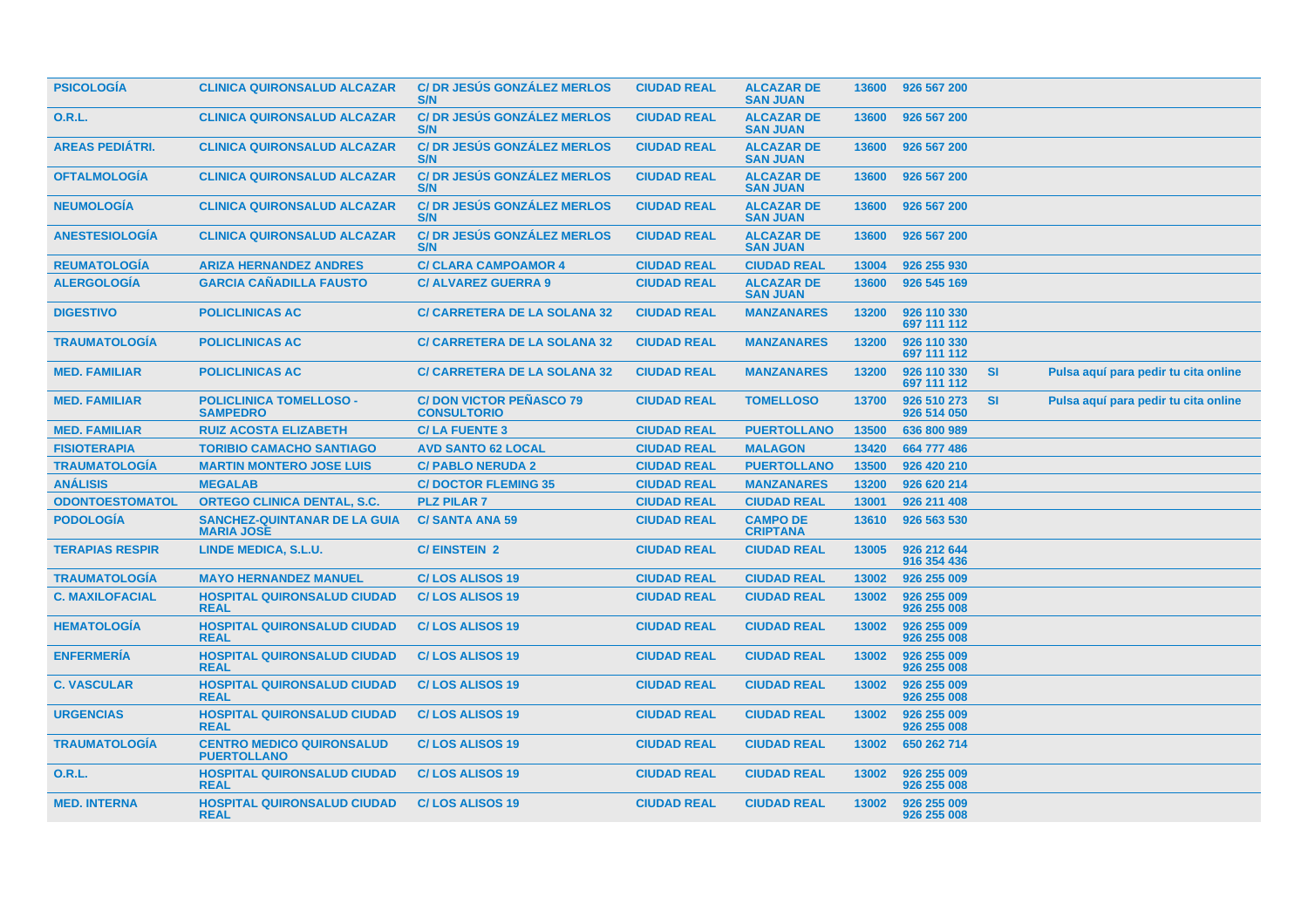| | | | | | | | | |
|---|---|---|---|---|---|---|---|---|
| PSICOLOGÍA | CLINICA QUIRONSALUD ALCAZAR | C/ DR JESÚS GONZÁLEZ MERLOS S/N | CIUDAD REAL | ALCAZAR DE SAN JUAN | 13600 | 926 567 200 | | |
| O.R.L. | CLINICA QUIRONSALUD ALCAZAR | C/ DR JESÚS GONZÁLEZ MERLOS S/N | CIUDAD REAL | ALCAZAR DE SAN JUAN | 13600 | 926 567 200 | | |
| AREAS PEDIÁTRI. | CLINICA QUIRONSALUD ALCAZAR | C/ DR JESÚS GONZÁLEZ MERLOS S/N | CIUDAD REAL | ALCAZAR DE SAN JUAN | 13600 | 926 567 200 | | |
| OFTALMOLOGÍA | CLINICA QUIRONSALUD ALCAZAR | C/ DR JESÚS GONZÁLEZ MERLOS S/N | CIUDAD REAL | ALCAZAR DE SAN JUAN | 13600 | 926 567 200 | | |
| NEUMOLOGÍA | CLINICA QUIRONSALUD ALCAZAR | C/ DR JESÚS GONZÁLEZ MERLOS S/N | CIUDAD REAL | ALCAZAR DE SAN JUAN | 13600 | 926 567 200 | | |
| ANESTESIOLOGÍA | CLINICA QUIRONSALUD ALCAZAR | C/ DR JESÚS GONZÁLEZ MERLOS S/N | CIUDAD REAL | ALCAZAR DE SAN JUAN | 13600 | 926 567 200 | | |
| REUMATOLOGÍA | ARIZA HERNANDEZ ANDRES | C/ CLARA CAMPOAMOR 4 | CIUDAD REAL | CIUDAD REAL | 13004 | 926 255 930 | | |
| ALERGOLOGÍA | GARCIA CAÑADILLA FAUSTO | C/ ALVAREZ GUERRA 9 | CIUDAD REAL | ALCAZAR DE SAN JUAN | 13600 | 926 545 169 | | |
| DIGESTIVO | POLICLINICAS AC | C/ CARRETERA DE LA SOLANA 32 | CIUDAD REAL | MANZANARES | 13200 | 926 110 330<br>697 111 112 | | |
| TRAUMATOLOGÍA | POLICLINICAS AC | C/ CARRETERA DE LA SOLANA 32 | CIUDAD REAL | MANZANARES | 13200 | 926 110 330<br>697 111 112 | | |
| MED. FAMILIAR | POLICLINICAS AC | C/ CARRETERA DE LA SOLANA 32 | CIUDAD REAL | MANZANARES | 13200 | 926 110 330<br>697 111 112 | SI | Pulsa aquí para pedir tu cita online |
| MED. FAMILIAR | POLICLINICA TOMELLOSO - SAMPEDRO | C/ DON VICTOR PEÑASCO 79 CONSULTORIO | CIUDAD REAL | TOMELLOSO | 13700 | 926 510 273<br>926 514 050 | SI | Pulsa aquí para pedir tu cita online |
| MED. FAMILIAR | RUIZ ACOSTA ELIZABETH | C/ LA FUENTE 3 | CIUDAD REAL | PUERTOLLANO | 13500 | 636 800 989 | | |
| FISIOTERAPIA | TORIBIO CAMACHO SANTIAGO | AVD SANTO 62 LOCAL | CIUDAD REAL | MALAGON | 13420 | 664 777 486 | | |
| TRAUMATOLOGÍA | MARTIN MONTERO JOSE LUIS | C/ PABLO NERUDA 2 | CIUDAD REAL | PUERTOLLANO | 13500 | 926 420 210 | | |
| ANÁLISIS | MEGALAB | C/ DOCTOR FLEMING 35 | CIUDAD REAL | MANZANARES | 13200 | 926 620 214 | | |
| ODONTOESTOMATOL | ORTEGO CLINICA DENTAL, S.C. | PLZ PILAR 7 | CIUDAD REAL | CIUDAD REAL | 13001 | 926 211 408 | | |
| PODOLOGÍA | SANCHEZ-QUINTANAR DE LA GUIA MARIA JOSE | C/ SANTA ANA 59 | CIUDAD REAL | CAMPO DE CRIPTANA | 13610 | 926 563 530 | | |
| TERAPIAS RESPIR | LINDE MEDICA, S.L.U. | C/ EINSTEIN 2 | CIUDAD REAL | CIUDAD REAL | 13005 | 926 212 644<br>916 354 436 | | |
| TRAUMATOLOGÍA | MAYO HERNANDEZ MANUEL | C/ LOS ALISOS 19 | CIUDAD REAL | CIUDAD REAL | 13002 | 926 255 009 | | |
| C. MAXILOFACIAL | HOSPITAL QUIRONSALUD CIUDAD REAL | C/ LOS ALISOS 19 | CIUDAD REAL | CIUDAD REAL | 13002 | 926 255 009<br>926 255 008 | | |
| HEMATOLOGÍA | HOSPITAL QUIRONSALUD CIUDAD REAL | C/ LOS ALISOS 19 | CIUDAD REAL | CIUDAD REAL | 13002 | 926 255 009<br>926 255 008 | | |
| ENFERMERÍA | HOSPITAL QUIRONSALUD CIUDAD REAL | C/ LOS ALISOS 19 | CIUDAD REAL | CIUDAD REAL | 13002 | 926 255 009<br>926 255 008 | | |
| C. VASCULAR | HOSPITAL QUIRONSALUD CIUDAD REAL | C/ LOS ALISOS 19 | CIUDAD REAL | CIUDAD REAL | 13002 | 926 255 009<br>926 255 008 | | |
| URGENCIAS | HOSPITAL QUIRONSALUD CIUDAD REAL | C/ LOS ALISOS 19 | CIUDAD REAL | CIUDAD REAL | 13002 | 926 255 009<br>926 255 008 | | |
| TRAUMATOLOGÍA | CENTRO MEDICO QUIRONSALUD PUERTOLLANO | C/ LOS ALISOS 19 | CIUDAD REAL | CIUDAD REAL | 13002 | 650 262 714 | | |
| O.R.L. | HOSPITAL QUIRONSALUD CIUDAD REAL | C/ LOS ALISOS 19 | CIUDAD REAL | CIUDAD REAL | 13002 | 926 255 009<br>926 255 008 | | |
| MED. INTERNA | HOSPITAL QUIRONSALUD CIUDAD REAL | C/ LOS ALISOS 19 | CIUDAD REAL | CIUDAD REAL | 13002 | 926 255 009<br>926 255 008 | | |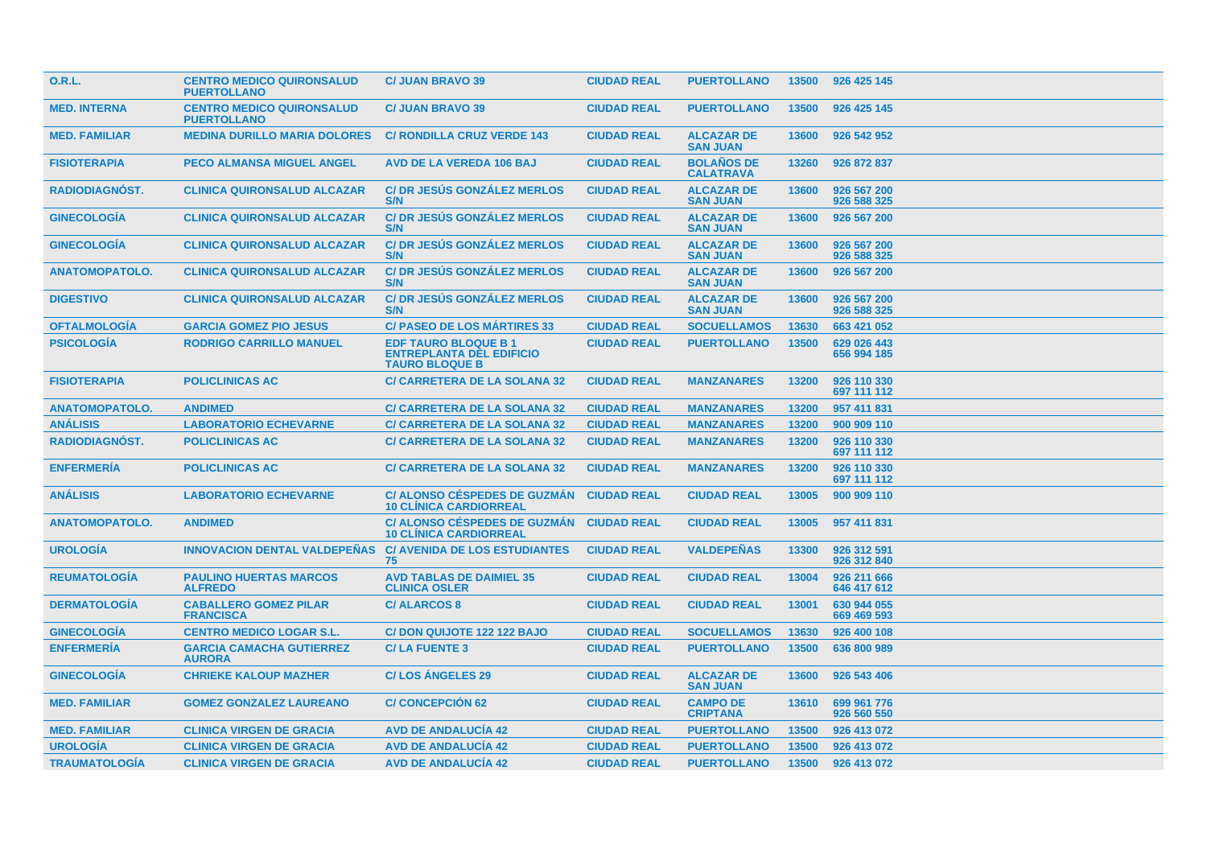| O.R.L. | CENTRO MEDICO QUIRONSALUD PUERTOLLANO | C/ JUAN BRAVO 39 | CIUDAD REAL | PUERTOLLANO | 13500 | 926 425 145 |
|---|---|---|---|---|---|---|
| MED. INTERNA | CENTRO MEDICO QUIRONSALUD PUERTOLLANO | C/ JUAN BRAVO 39 | CIUDAD REAL | PUERTOLLANO | 13500 | 926 425 145 |
| MED. FAMILIAR | MEDINA DURILLO MARIA DOLORES | C/ RONDILLA CRUZ VERDE 143 | CIUDAD REAL | ALCAZAR DE SAN JUAN | 13600 | 926 542 952 |
| FISIOTERAPIA | PECO ALMANSA MIGUEL ANGEL | AVD DE LA VEREDA 106 BAJ | CIUDAD REAL | BOLAÑOS DE CALATRAVA | 13260 | 926 872 837 |
| RADIODIAGNÓST. | CLINICA QUIRONSALUD ALCAZAR | C/ DR JESÚS GONZÁLEZ MERLOS S/N | CIUDAD REAL | ALCAZAR DE SAN JUAN | 13600 | 926 567 200 926 588 325 |
| GINECOLOGÍA | CLINICA QUIRONSALUD ALCAZAR | C/ DR JESÚS GONZÁLEZ MERLOS S/N | CIUDAD REAL | ALCAZAR DE SAN JUAN | 13600 | 926 567 200 |
| GINECOLOGÍA | CLINICA QUIRONSALUD ALCAZAR | C/ DR JESÚS GONZÁLEZ MERLOS S/N | CIUDAD REAL | ALCAZAR DE SAN JUAN | 13600 | 926 567 200 926 588 325 |
| ANATOMOPATOLO. | CLINICA QUIRONSALUD ALCAZAR | C/ DR JESÚS GONZÁLEZ MERLOS S/N | CIUDAD REAL | ALCAZAR DE SAN JUAN | 13600 | 926 567 200 |
| DIGESTIVO | CLINICA QUIRONSALUD ALCAZAR | C/ DR JESÚS GONZÁLEZ MERLOS S/N | CIUDAD REAL | ALCAZAR DE SAN JUAN | 13600 | 926 567 200 926 588 325 |
| OFTALMOLOGÍA | GARCIA GOMEZ PIO JESUS | C/ PASEO DE LOS MÁRTIRES 33 | CIUDAD REAL | SOCUELLAMOS | 13630 | 663 421 052 |
| PSICOLOGÍA | RODRIGO CARRILLO MANUEL | EDF TAURO BLOQUE B 1 ENTREPLANTA DEL EDIFICIO TAURO BLOQUE B | CIUDAD REAL | PUERTOLLANO | 13500 | 629 026 443 656 994 185 |
| FISIOTERAPIA | POLICLINICAS AC | C/ CARRETERA DE LA SOLANA 32 | CIUDAD REAL | MANZANARES | 13200 | 926 110 330 697 111 112 |
| ANATOMOPATOLO. | ANDIMED | C/ CARRETERA DE LA SOLANA 32 | CIUDAD REAL | MANZANARES | 13200 | 957 411 831 |
| ANÁLISIS | LABORATORIO ECHEVARNE | C/ CARRETERA DE LA SOLANA 32 | CIUDAD REAL | MANZANARES | 13200 | 900 909 110 |
| RADIODIAGNÓST. | POLICLINICAS AC | C/ CARRETERA DE LA SOLANA 32 | CIUDAD REAL | MANZANARES | 13200 | 926 110 330 697 111 112 |
| ENFERMERÍA | POLICLINICAS AC | C/ CARRETERA DE LA SOLANA 32 | CIUDAD REAL | MANZANARES | 13200 | 926 110 330 697 111 112 |
| ANÁLISIS | LABORATORIO ECHEVARNE | C/ ALONSO CÉSPEDES DE GUZMÁN 10 CLÍNICA CARDIORREAL | CIUDAD REAL | CIUDAD REAL | 13005 | 900 909 110 |
| ANATOMOPATOLO. | ANDIMED | C/ ALONSO CÉSPEDES DE GUZMÁN 10 CLÍNICA CARDIORREAL | CIUDAD REAL | CIUDAD REAL | 13005 | 957 411 831 |
| UROLOGÍA | INNOVACION DENTAL VALDEPEÑAS | C/ AVENIDA DE LOS ESTUDIANTES 75 | CIUDAD REAL | VALDEPEÑAS | 13300 | 926 312 591 926 312 840 |
| REUMATOLOGÍA | PAULINO HUERTAS MARCOS ALFREDO | AVD TABLAS DE DAIMIEL 35 CLINICA OSLER | CIUDAD REAL | CIUDAD REAL | 13004 | 926 211 666 646 417 612 |
| DERMATOLOGÍA | CABALLERO GOMEZ PILAR FRANCISCA | C/ ALARCOS 8 | CIUDAD REAL | CIUDAD REAL | 13001 | 630 944 055 669 469 593 |
| GINECOLOGÍA | CENTRO MEDICO LOGAR S.L. | C/ DON QUIJOTE 122 122 BAJO | CIUDAD REAL | SOCUELLAMOS | 13630 | 926 400 108 |
| ENFERMERÍA | GARCIA CAMACHA GUTIERREZ AURORA | C/ LA FUENTE 3 | CIUDAD REAL | PUERTOLLANO | 13500 | 636 800 989 |
| GINECOLOGÍA | CHRIEKE KALOUP MAZHER | C/ LOS ÁNGELES 29 | CIUDAD REAL | ALCAZAR DE SAN JUAN | 13600 | 926 543 406 |
| MED. FAMILIAR | GOMEZ GONZALEZ LAUREANO | C/ CONCEPCIÓN 62 | CIUDAD REAL | CAMPO DE CRIPTANA | 13610 | 699 961 776 926 560 550 |
| MED. FAMILIAR | CLINICA VIRGEN DE GRACIA | AVD DE ANDALUCÍA 42 | CIUDAD REAL | PUERTOLLANO | 13500 | 926 413 072 |
| UROLOGÍA | CLINICA VIRGEN DE GRACIA | AVD DE ANDALUCÍA 42 | CIUDAD REAL | PUERTOLLANO | 13500 | 926 413 072 |
| TRAUMATOLOGÍA | CLINICA VIRGEN DE GRACIA | AVD DE ANDALUCÍA 42 | CIUDAD REAL | PUERTOLLANO | 13500 | 926 413 072 |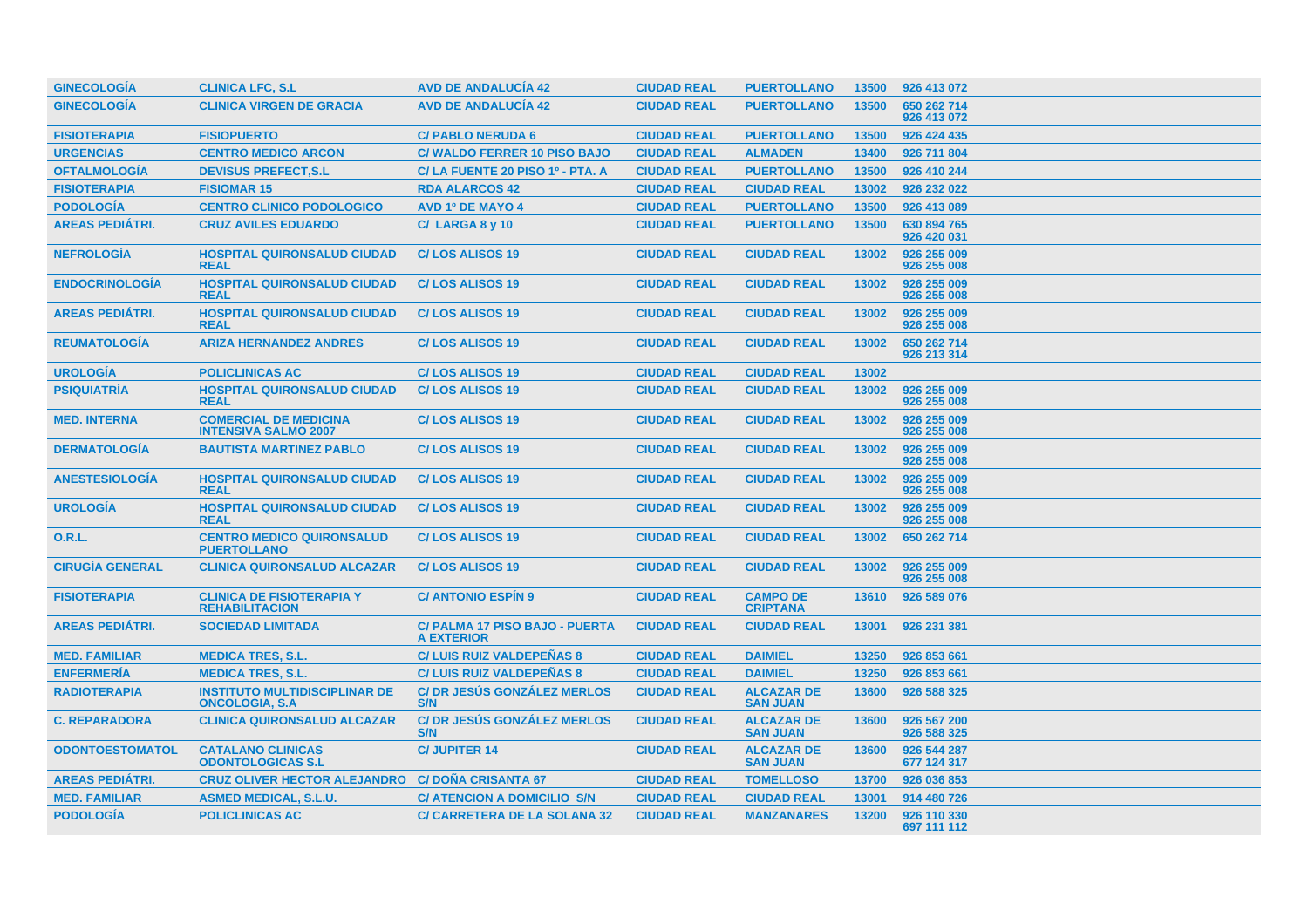| | | | | | | |
|---|---|---|---|---|---|---|
| GINECOLOGÍA | CLINICA LFC, S.L | AVD DE ANDALUCÍA 42 | CIUDAD REAL | PUERTOLLANO | 13500 | 926 413 072 |
| GINECOLOGÍA | CLINICA VIRGEN DE GRACIA | AVD DE ANDALUCÍA 42 | CIUDAD REAL | PUERTOLLANO | 13500 | 650 262 714<br>926 413 072 |
| FISIOTERAPIA | FISIOPUERTO | C/ PABLO NERUDA 6 | CIUDAD REAL | PUERTOLLANO | 13500 | 926 424 435 |
| URGENCIAS | CENTRO MEDICO ARCON | C/ WALDO FERRER 10 PISO BAJO | CIUDAD REAL | ALMADEN | 13400 | 926 711 804 |
| OFTALMOLOGÍA | DEVISUS PREFECT,S.L | C/ LA FUENTE 20 PISO 1º - PTA. A | CIUDAD REAL | PUERTOLLANO | 13500 | 926 410 244 |
| FISIOTERAPIA | FISIOMAR 15 | RDA ALARCOS 42 | CIUDAD REAL | CIUDAD REAL | 13002 | 926 232 022 |
| PODOLOGÍA | CENTRO CLINICO PODOLOGICO | AVD 1º DE MAYO 4 | CIUDAD REAL | PUERTOLLANO | 13500 | 926 413 089 |
| AREAS PEDIÁTRI. | CRUZ AVILES EDUARDO | C/ LARGA 8 y 10 | CIUDAD REAL | PUERTOLLANO | 13500 | 630 894 765<br>926 420 031 |
| NEFROLOGÍA | HOSPITAL QUIRONSALUD CIUDAD REAL | C/ LOS ALISOS 19 | CIUDAD REAL | CIUDAD REAL | 13002 | 926 255 009<br>926 255 008 |
| ENDOCRINOLOGÍA | HOSPITAL QUIRONSALUD CIUDAD REAL | C/ LOS ALISOS 19 | CIUDAD REAL | CIUDAD REAL | 13002 | 926 255 009<br>926 255 008 |
| AREAS PEDIÁTRI. | HOSPITAL QUIRONSALUD CIUDAD REAL | C/ LOS ALISOS 19 | CIUDAD REAL | CIUDAD REAL | 13002 | 926 255 009<br>926 255 008 |
| REUMATOLOGÍA | ARIZA HERNANDEZ ANDRES | C/ LOS ALISOS 19 | CIUDAD REAL | CIUDAD REAL | 13002 | 650 262 714<br>926 213 314 |
| UROLOGÍA | POLICLINICAS AC | C/ LOS ALISOS 19 | CIUDAD REAL | CIUDAD REAL | 13002 | |
| PSIQUIATRÍA | HOSPITAL QUIRONSALUD CIUDAD REAL | C/ LOS ALISOS 19 | CIUDAD REAL | CIUDAD REAL | 13002 | 926 255 009<br>926 255 008 |
| MED. INTERNA | COMERCIAL DE MEDICINA INTENSIVA SALMO 2007 | C/ LOS ALISOS 19 | CIUDAD REAL | CIUDAD REAL | 13002 | 926 255 009<br>926 255 008 |
| DERMATOLOGÍA | BAUTISTA MARTINEZ PABLO | C/ LOS ALISOS 19 | CIUDAD REAL | CIUDAD REAL | 13002 | 926 255 009<br>926 255 008 |
| ANESTESIOLOGÍA | HOSPITAL QUIRONSALUD CIUDAD REAL | C/ LOS ALISOS 19 | CIUDAD REAL | CIUDAD REAL | 13002 | 926 255 009<br>926 255 008 |
| UROLOGÍA | HOSPITAL QUIRONSALUD CIUDAD REAL | C/ LOS ALISOS 19 | CIUDAD REAL | CIUDAD REAL | 13002 | 926 255 009<br>926 255 008 |
| O.R.L. | CENTRO MEDICO QUIRONSALUD PUERTOLLANO | C/ LOS ALISOS 19 | CIUDAD REAL | CIUDAD REAL | 13002 | 650 262 714 |
| CIRUGÍA GENERAL | CLINICA QUIRONSALUD ALCAZAR | C/ LOS ALISOS 19 | CIUDAD REAL | CIUDAD REAL | 13002 | 926 255 009<br>926 255 008 |
| FISIOTERAPIA | CLINICA DE FISIOTERAPIA Y REHABILITACION | C/ ANTONIO ESPÍN 9 | CIUDAD REAL | CAMPO DE CRIPTANA | 13610 | 926 589 076 |
| AREAS PEDIÁTRI. | SOCIEDAD LIMITADA | C/ PALMA 17 PISO BAJO - PUERTA A EXTERIOR | CIUDAD REAL | CIUDAD REAL | 13001 | 926 231 381 |
| MED. FAMILIAR | MEDICA TRES, S.L. | C/ LUIS RUIZ VALDEPEÑAS 8 | CIUDAD REAL | DAIMIEL | 13250 | 926 853 661 |
| ENFERMERÍA | MEDICA TRES, S.L. | C/ LUIS RUIZ VALDEPEÑAS 8 | CIUDAD REAL | DAIMIEL | 13250 | 926 853 661 |
| RADIOTERAPIA | INSTITUTO MULTIDISCIPLINAR DE ONCOLOGIA, S.A | C/ DR JESÚS GONZÁLEZ MERLOS S/N | CIUDAD REAL | ALCAZAR DE SAN JUAN | 13600 | 926 588 325 |
| C. REPARADORA | CLINICA QUIRONSALUD ALCAZAR | C/ DR JESÚS GONZÁLEZ MERLOS S/N | CIUDAD REAL | ALCAZAR DE SAN JUAN | 13600 | 926 567 200<br>926 588 325 |
| ODONTOESTOMATOL | CATALANO CLINICAS ODONTOLOGICAS S.L | C/ JUPITER 14 | CIUDAD REAL | ALCAZAR DE SAN JUAN | 13600 | 926 544 287<br>677 124 317 |
| AREAS PEDIÁTRI. | CRUZ OLIVER HECTOR ALEJANDRO | C/ DOÑA CRISANTA 67 | CIUDAD REAL | TOMELLOSO | 13700 | 926 036 853 |
| MED. FAMILIAR | ASMED MEDICAL, S.L.U. | C/ ATENCION A DOMICILIO S/N | CIUDAD REAL | CIUDAD REAL | 13001 | 914 480 726 |
| PODOLOGÍA | POLICLINICAS AC | C/ CARRETERA DE LA SOLANA 32 | CIUDAD REAL | MANZANARES | 13200 | 926 110 330<br>697 111 112 |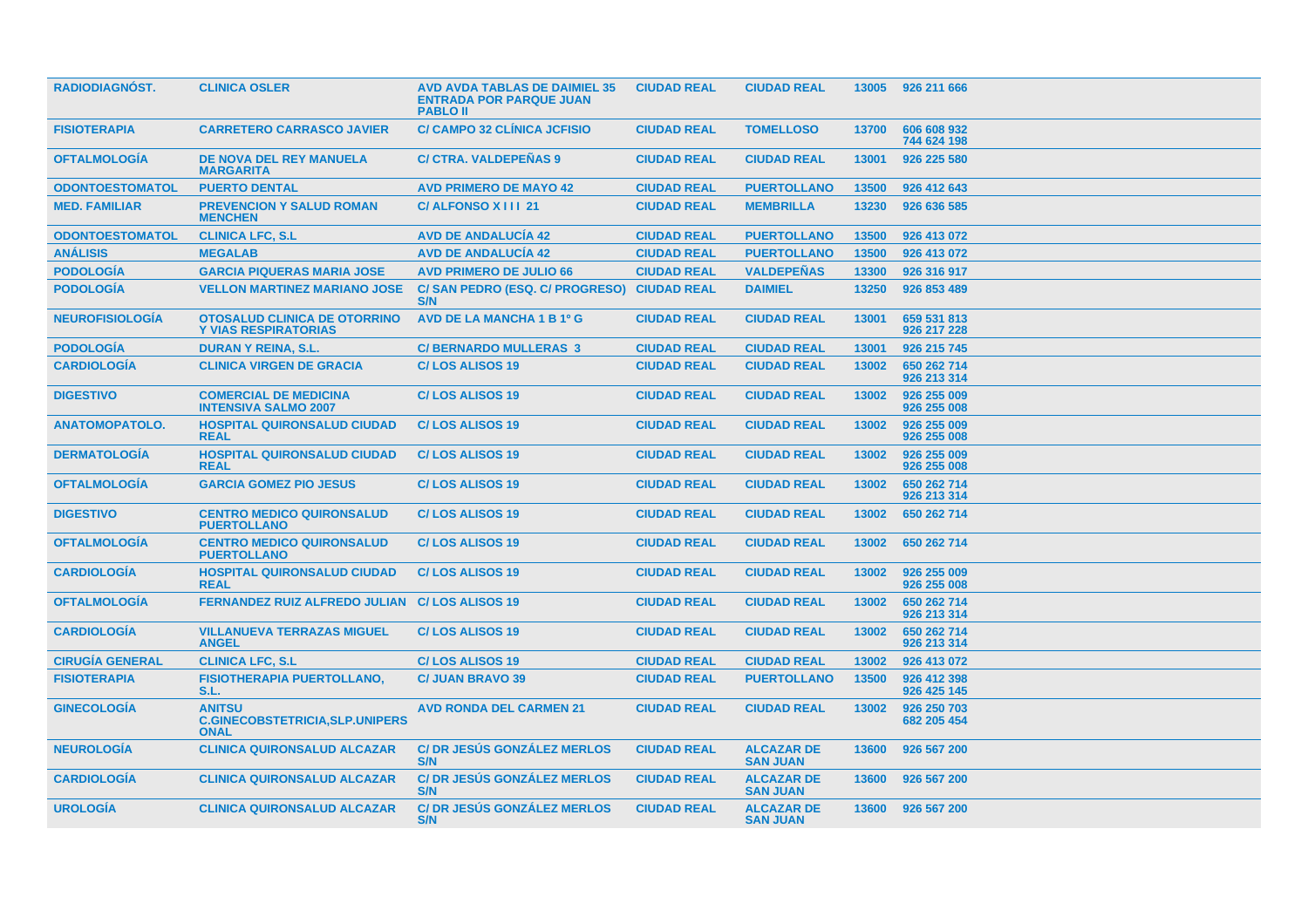| RADIODIAGNÓST. | CLINICA OSLER | AVD AVDA TABLAS DE DAIMIEL 35 ENTRADA POR PARQUE JUAN PABLO II | CIUDAD REAL | CIUDAD REAL | 13005 | 926 211 666 |
|---|---|---|---|---|---|---|
| FISIOTERAPIA | CARRETERO CARRASCO JAVIER | C/ CAMPO 32 CLÍNICA JCFISIO | CIUDAD REAL | TOMELLOSO | 13700 | 606 608 932 744 624 198 |
| OFTALMOLOGÍA | DE NOVA DEL REY MANUELA MARGARITA | C/ CTRA. VALDEPEÑAS 9 | CIUDAD REAL | CIUDAD REAL | 13001 | 926 225 580 |
| ODONTOESTOMATOL | PUERTO DENTAL | AVD PRIMERO DE MAYO 42 | CIUDAD REAL | PUERTOLLANO | 13500 | 926 412 643 |
| MED. FAMILIAR | PREVENCION Y SALUD ROMAN MENCHEN | C/ ALFONSO X I I I 21 | CIUDAD REAL | MEMBRILLA | 13230 | 926 636 585 |
| ODONTOESTOMATOL | CLINICA LFC, S.L | AVD DE ANDALUCÍA 42 | CIUDAD REAL | PUERTOLLANO | 13500 | 926 413 072 |
| ANÁLISIS | MEGALAB | AVD DE ANDALUCÍA 42 | CIUDAD REAL | PUERTOLLANO | 13500 | 926 413 072 |
| PODOLOGÍA | GARCIA PIQUERAS MARIA JOSE | AVD PRIMERO DE JULIO 66 | CIUDAD REAL | VALDEPEÑAS | 13300 | 926 316 917 |
| PODOLOGÍA | VELLON MARTINEZ MARIANO JOSE | C/ SAN PEDRO (ESQ. C/ PROGRESO) S/N | CIUDAD REAL | DAIMIEL | 13250 | 926 853 489 |
| NEUROFISIOLOGÍA | OTOSALUD CLINICA DE OTORRINO Y VIAS RESPIRATORIAS | AVD DE LA MANCHA 1 B 1º G | CIUDAD REAL | CIUDAD REAL | 13001 | 659 531 813 926 217 228 |
| PODOLOGÍA | DURAN Y REINA, S.L. | C/ BERNARDO MULLERAS 3 | CIUDAD REAL | CIUDAD REAL | 13001 | 926 215 745 |
| CARDIOLOGÍA | CLINICA VIRGEN DE GRACIA | C/ LOS ALISOS 19 | CIUDAD REAL | CIUDAD REAL | 13002 | 650 262 714 926 213 314 |
| DIGESTIVO | COMERCIAL DE MEDICINA INTENSIVA SALMO 2007 | C/ LOS ALISOS 19 | CIUDAD REAL | CIUDAD REAL | 13002 | 926 255 009 926 255 008 |
| ANATOMOPATOLO. | HOSPITAL QUIRONSALUD CIUDAD REAL | C/ LOS ALISOS 19 | CIUDAD REAL | CIUDAD REAL | 13002 | 926 255 009 926 255 008 |
| DERMATOLOGÍA | HOSPITAL QUIRONSALUD CIUDAD REAL | C/ LOS ALISOS 19 | CIUDAD REAL | CIUDAD REAL | 13002 | 926 255 009 926 255 008 |
| OFTALMOLOGÍA | GARCIA GOMEZ PIO JESUS | C/ LOS ALISOS 19 | CIUDAD REAL | CIUDAD REAL | 13002 | 650 262 714 926 213 314 |
| DIGESTIVO | CENTRO MEDICO QUIRONSALUD PUERTOLLANO | C/ LOS ALISOS 19 | CIUDAD REAL | CIUDAD REAL | 13002 | 650 262 714 |
| OFTALMOLOGÍA | CENTRO MEDICO QUIRONSALUD PUERTOLLANO | C/ LOS ALISOS 19 | CIUDAD REAL | CIUDAD REAL | 13002 | 650 262 714 |
| CARDIOLOGÍA | HOSPITAL QUIRONSALUD CIUDAD REAL | C/ LOS ALISOS 19 | CIUDAD REAL | CIUDAD REAL | 13002 | 926 255 009 926 255 008 |
| OFTALMOLOGÍA | FERNANDEZ RUIZ ALFREDO JULIAN | C/ LOS ALISOS 19 | CIUDAD REAL | CIUDAD REAL | 13002 | 650 262 714 926 213 314 |
| CARDIOLOGÍA | VILLANUEVA TERRAZAS MIGUEL ANGEL | C/ LOS ALISOS 19 | CIUDAD REAL | CIUDAD REAL | 13002 | 650 262 714 926 213 314 |
| CIRUGÍA GENERAL | CLINICA LFC, S.L | C/ LOS ALISOS 19 | CIUDAD REAL | CIUDAD REAL | 13002 | 926 413 072 |
| FISIOTERAPIA | FISIOTHERAPIA PUERTOLLANO, S.L. | C/ JUAN BRAVO 39 | CIUDAD REAL | PUERTOLLANO | 13500 | 926 412 398 926 425 145 |
| GINECOLOGÍA | ANITSU C.GINECOBSTETRICIA,SLP.UNIPERSONAL | AVD RONDA DEL CARMEN 21 | CIUDAD REAL | CIUDAD REAL | 13002 | 926 250 703 682 205 454 |
| NEUROLOGÍA | CLINICA QUIRONSALUD ALCAZAR | C/ DR JESÚS GONZÁLEZ MERLOS S/N | CIUDAD REAL | ALCAZAR DE SAN JUAN | 13600 | 926 567 200 |
| CARDIOLOGÍA | CLINICA QUIRONSALUD ALCAZAR | C/ DR JESÚS GONZÁLEZ MERLOS S/N | CIUDAD REAL | ALCAZAR DE SAN JUAN | 13600 | 926 567 200 |
| UROLOGÍA | CLINICA QUIRONSALUD ALCAZAR | C/ DR JESÚS GONZÁLEZ MERLOS S/N | CIUDAD REAL | ALCAZAR DE SAN JUAN | 13600 | 926 567 200 |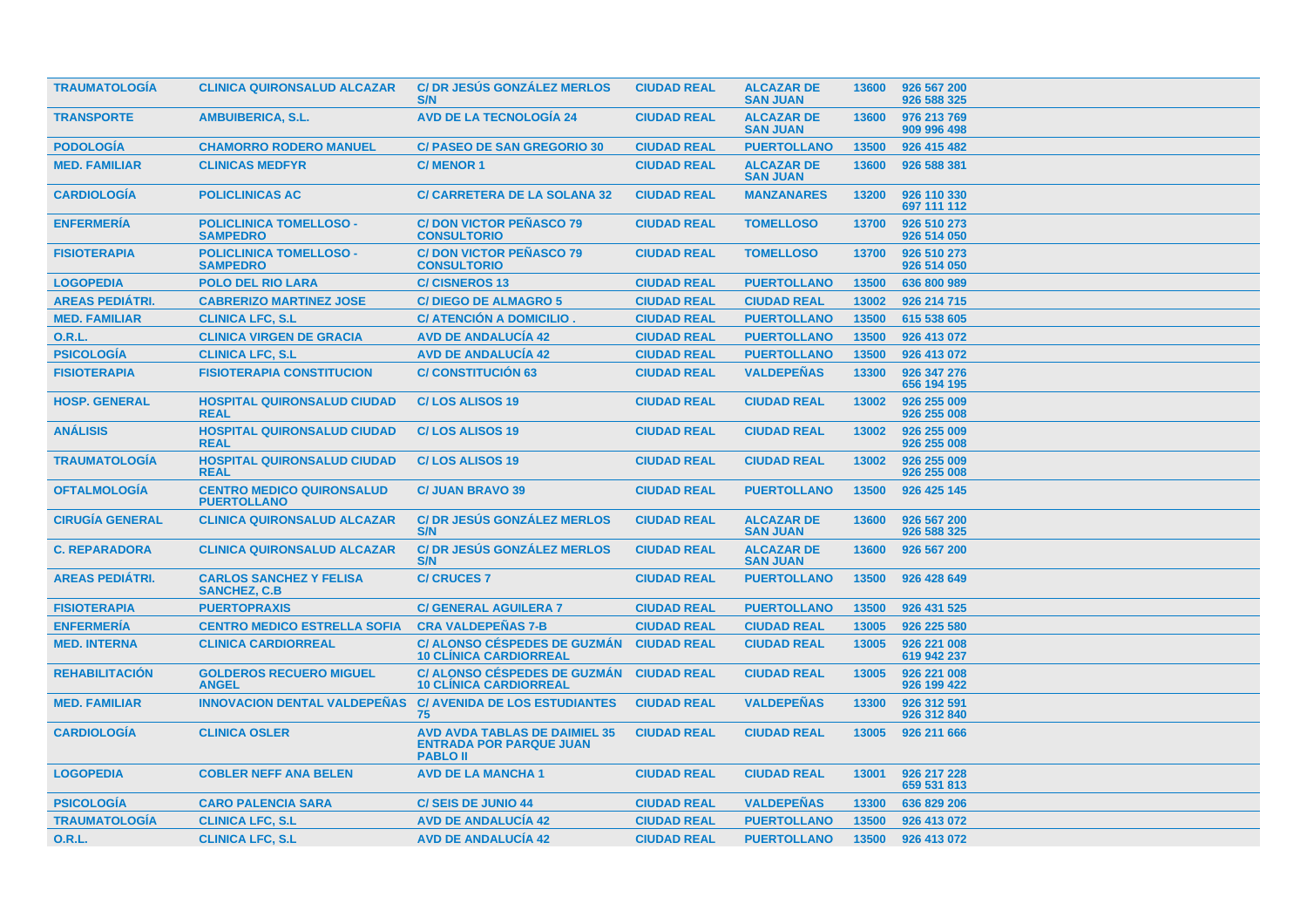| TRAUMATOLOGÍA | CLINICA QUIRONSALUD ALCAZAR | C/ DR JESÚS GONZÁLEZ MERLOS S/N | CIUDAD REAL | ALCAZAR DE SAN JUAN | 13600 | 926 567 200 926 588 325 |
|---|---|---|---|---|---|---|
| TRANSPORTE | AMBUIBERICA, S.L. | AVD DE LA TECNOLOGÍA 24 | CIUDAD REAL | ALCAZAR DE SAN JUAN | 13600 | 976 213 769 909 996 498 |
| PODOLOGÍA | CHAMORRO RODERO MANUEL | C/ PASEO DE SAN GREGORIO 30 | CIUDAD REAL | PUERTOLLANO | 13500 | 926 415 482 |
| MED. FAMILIAR | CLINICAS MEDFYR | C/ MENOR 1 | CIUDAD REAL | ALCAZAR DE SAN JUAN | 13600 | 926 588 381 |
| CARDIOLOGÍA | POLICLINICAS AC | C/ CARRETERA DE LA SOLANA 32 | CIUDAD REAL | MANZANARES | 13200 | 926 110 330 697 111 112 |
| ENFERMERÍA | POLICLINICA TOMELLOSO - SAMPEDRO | C/ DON VICTOR PEÑASCO 79 CONSULTORIO | CIUDAD REAL | TOMELLOSO | 13700 | 926 510 273 926 514 050 |
| FISIOTERAPIA | POLICLINICA TOMELLOSO - SAMPEDRO | C/ DON VICTOR PEÑASCO 79 CONSULTORIO | CIUDAD REAL | TOMELLOSO | 13700 | 926 510 273 926 514 050 |
| LOGOPEDIA | POLO DEL RIO LARA | C/ CISNEROS 13 | CIUDAD REAL | PUERTOLLANO | 13500 | 636 800 989 |
| AREAS PEDIÁTRI. | CABRERIZO MARTINEZ JOSE | C/ DIEGO DE ALMAGRO 5 | CIUDAD REAL | CIUDAD REAL | 13002 | 926 214 715 |
| MED. FAMILIAR | CLINICA LFC, S.L | C/ ATENCIÓN A DOMICILIO . | CIUDAD REAL | PUERTOLLANO | 13500 | 615 538 605 |
| O.R.L. | CLINICA VIRGEN DE GRACIA | AVD DE ANDALUCÍA 42 | CIUDAD REAL | PUERTOLLANO | 13500 | 926 413 072 |
| PSICOLOGÍA | CLINICA LFC, S.L | AVD DE ANDALUCÍA 42 | CIUDAD REAL | PUERTOLLANO | 13500 | 926 413 072 |
| FISIOTERAPIA | FISIOTERAPIA CONSTITUCION | C/ CONSTITUCIÓN 63 | CIUDAD REAL | VALDEPEÑAS | 13300 | 926 347 276 656 194 195 |
| HOSP. GENERAL | HOSPITAL QUIRONSALUD CIUDAD REAL | C/ LOS ALISOS 19 | CIUDAD REAL | CIUDAD REAL | 13002 | 926 255 009 926 255 008 |
| ANÁLISIS | HOSPITAL QUIRONSALUD CIUDAD REAL | C/ LOS ALISOS 19 | CIUDAD REAL | CIUDAD REAL | 13002 | 926 255 009 926 255 008 |
| TRAUMATOLOGÍA | HOSPITAL QUIRONSALUD CIUDAD REAL | C/ LOS ALISOS 19 | CIUDAD REAL | CIUDAD REAL | 13002 | 926 255 009 926 255 008 |
| OFTALMOLOGÍA | CENTRO MEDICO QUIRONSALUD PUERTOLLANO | C/ JUAN BRAVO 39 | CIUDAD REAL | PUERTOLLANO | 13500 | 926 425 145 |
| CIRUGÍA GENERAL | CLINICA QUIRONSALUD ALCAZAR | C/ DR JESÚS GONZÁLEZ MERLOS S/N | CIUDAD REAL | ALCAZAR DE SAN JUAN | 13600 | 926 567 200 926 588 325 |
| C. REPARADORA | CLINICA QUIRONSALUD ALCAZAR | C/ DR JESÚS GONZÁLEZ MERLOS S/N | CIUDAD REAL | ALCAZAR DE SAN JUAN | 13600 | 926 567 200 |
| AREAS PEDIÁTRI. | CARLOS SANCHEZ Y FELISA SANCHEZ, C.B | C/ CRUCES 7 | CIUDAD REAL | PUERTOLLANO | 13500 | 926 428 649 |
| FISIOTERAPIA | PUERTOPRAXIS | C/ GENERAL AGUILERA 7 | CIUDAD REAL | PUERTOLLANO | 13500 | 926 431 525 |
| ENFERMERÍA | CENTRO MEDICO ESTRELLA SOFIA | CRA VALDEPEÑAS 7-B | CIUDAD REAL | CIUDAD REAL | 13005 | 926 225 580 |
| MED. INTERNA | CLINICA CARDIORREAL | C/ ALONSO CÉSPEDES DE GUZMÁN 10 CLÍNICA CARDIORREAL | CIUDAD REAL | CIUDAD REAL | 13005 | 926 221 008 619 942 237 |
| REHABILITACIÓN | GOLDEROS RECUERO MIGUEL ANGEL | C/ ALONSO CÉSPEDES DE GUZMÁN 10 CLÍNICA CARDIORREAL | CIUDAD REAL | CIUDAD REAL | 13005 | 926 221 008 926 199 422 |
| MED. FAMILIAR | INNOVACION DENTAL VALDEPEÑAS | C/ AVENIDA DE LOS ESTUDIANTES 75 | CIUDAD REAL | VALDEPEÑAS | 13300 | 926 312 591 926 312 840 |
| CARDIOLOGÍA | CLINICA OSLER | AVD AVDA TABLAS DE DAIMIEL 35 ENTRADA POR PARQUE JUAN PABLO II | CIUDAD REAL | CIUDAD REAL | 13005 | 926 211 666 |
| LOGOPEDIA | COBLER NEFF ANA BELEN | AVD DE LA MANCHA 1 | CIUDAD REAL | CIUDAD REAL | 13001 | 926 217 228 659 531 813 |
| PSICOLOGÍA | CARO PALENCIA SARA | C/ SEIS DE JUNIO 44 | CIUDAD REAL | VALDEPEÑAS | 13300 | 636 829 206 |
| TRAUMATOLOGÍA | CLINICA LFC, S.L | AVD DE ANDALUCÍA 42 | CIUDAD REAL | PUERTOLLANO | 13500 | 926 413 072 |
| O.R.L. | CLINICA LFC, S.L | AVD DE ANDALUCÍA 42 | CIUDAD REAL | PUERTOLLANO | 13500 | 926 413 072 |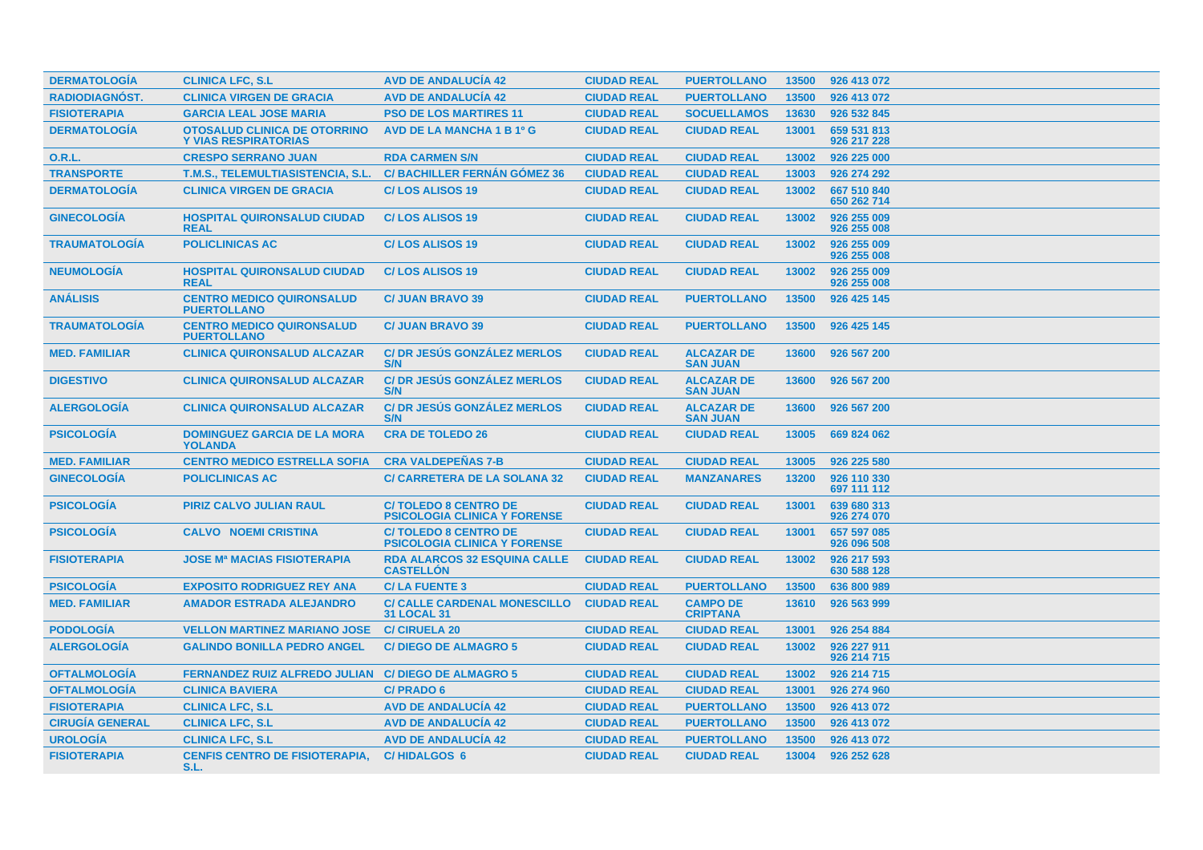| DERMATOLOGÍA | CLINICA LFC, S.L | AVD DE ANDALUCÍA 42 | CIUDAD REAL | PUERTOLLANO | 13500 | 926 413 072 |
|---|---|---|---|---|---|---|
| RADIODIAGNÓST. | CLINICA VIRGEN DE GRACIA | AVD DE ANDALUCÍA 42 | CIUDAD REAL | PUERTOLLANO | 13500 | 926 413 072 |
| FISIOTERAPIA | GARCIA LEAL JOSE MARIA | PSO DE LOS MARTIRES 11 | CIUDAD REAL | SOCUELLAMOS | 13630 | 926 532 845 |
| DERMATOLOGÍA | OTOSALUD CLINICA DE OTORRINO Y VIAS RESPIRATORIAS | AVD DE LA MANCHA 1 B 1º G | CIUDAD REAL | CIUDAD REAL | 13001 | 659 531 813 926 217 228 |
| O.R.L. | CRESPO SERRANO JUAN | RDA CARMEN S/N | CIUDAD REAL | CIUDAD REAL | 13002 | 926 225 000 |
| TRANSPORTE | T.M.S., TELEMULTIASISTENCIA, S.L. | C/ BACHILLER FERNÁN GÓMEZ 36 | CIUDAD REAL | CIUDAD REAL | 13003 | 926 274 292 |
| DERMATOLOGÍA | CLINICA VIRGEN DE GRACIA | C/ LOS ALISOS 19 | CIUDAD REAL | CIUDAD REAL | 13002 | 667 510 840 650 262 714 |
| GINECOLOGÍA | HOSPITAL QUIRONSALUD CIUDAD REAL | C/ LOS ALISOS 19 | CIUDAD REAL | CIUDAD REAL | 13002 | 926 255 009 926 255 008 |
| TRAUMATOLOGÍA | POLICLINICAS AC | C/ LOS ALISOS 19 | CIUDAD REAL | CIUDAD REAL | 13002 | 926 255 009 926 255 008 |
| NEUMOLOGÍA | HOSPITAL QUIRONSALUD CIUDAD REAL | C/ LOS ALISOS 19 | CIUDAD REAL | CIUDAD REAL | 13002 | 926 255 009 926 255 008 |
| ANÁLISIS | CENTRO MEDICO QUIRONSALUD PUERTOLLANO | C/ JUAN BRAVO 39 | CIUDAD REAL | PUERTOLLANO | 13500 | 926 425 145 |
| TRAUMATOLOGÍA | CENTRO MEDICO QUIRONSALUD PUERTOLLANO | C/ JUAN BRAVO 39 | CIUDAD REAL | PUERTOLLANO | 13500 | 926 425 145 |
| MED. FAMILIAR | CLINICA QUIRONSALUD ALCAZAR | C/ DR JESÚS GONZÁLEZ MERLOS S/N | CIUDAD REAL | ALCAZAR DE SAN JUAN | 13600 | 926 567 200 |
| DIGESTIVO | CLINICA QUIRONSALUD ALCAZAR | C/ DR JESÚS GONZÁLEZ MERLOS S/N | CIUDAD REAL | ALCAZAR DE SAN JUAN | 13600 | 926 567 200 |
| ALERGOLOGÍA | CLINICA QUIRONSALUD ALCAZAR | C/ DR JESÚS GONZÁLEZ MERLOS S/N | CIUDAD REAL | ALCAZAR DE SAN JUAN | 13600 | 926 567 200 |
| PSICOLOGÍA | DOMINGUEZ GARCIA DE LA MORA YOLANDA | CRA DE TOLEDO 26 | CIUDAD REAL | CIUDAD REAL | 13005 | 669 824 062 |
| MED. FAMILIAR | CENTRO MEDICO ESTRELLA SOFIA | CRA VALDEPEÑAS 7-B | CIUDAD REAL | CIUDAD REAL | 13005 | 926 225 580 |
| GINECOLOGÍA | POLICLINICAS AC | C/ CARRETERA DE LA SOLANA 32 | CIUDAD REAL | MANZANARES | 13200 | 926 110 330 697 111 112 |
| PSICOLOGÍA | PIRIZ CALVO JULIAN RAUL | C/ TOLEDO 8 CENTRO DE PSICOLOGIA CLINICA Y FORENSE | CIUDAD REAL | CIUDAD REAL | 13001 | 639 680 313 926 274 070 |
| PSICOLOGÍA | CALVO NOEMI CRISTINA | C/ TOLEDO 8 CENTRO DE PSICOLOGIA CLINICA Y FORENSE | CIUDAD REAL | CIUDAD REAL | 13001 | 657 597 085 926 096 508 |
| FISIOTERAPIA | JOSE Mª MACIAS FISIOTERAPIA | RDA ALARCOS 32 ESQUINA CALLE CASTELLÓN | CIUDAD REAL | CIUDAD REAL | 13002 | 926 217 593 630 588 128 |
| PSICOLOGÍA | EXPOSITO RODRIGUEZ REY ANA | C/ LA FUENTE 3 | CIUDAD REAL | PUERTOLLANO | 13500 | 636 800 989 |
| MED. FAMILIAR | AMADOR ESTRADA ALEJANDRO | C/ CALLE CARDENAL MONESCILLO 31 LOCAL 31 | CIUDAD REAL | CAMPO DE CRIPTANA | 13610 | 926 563 999 |
| PODOLOGÍA | VELLON MARTINEZ MARIANO JOSE | C/ CIRUELA 20 | CIUDAD REAL | CIUDAD REAL | 13001 | 926 254 884 |
| ALERGOLOGÍA | GALINDO BONILLA PEDRO ANGEL | C/ DIEGO DE ALMAGRO 5 | CIUDAD REAL | CIUDAD REAL | 13002 | 926 227 911 926 214 715 |
| OFTALMOLOGÍA | FERNANDEZ RUIZ ALFREDO JULIAN | C/ DIEGO DE ALMAGRO 5 | CIUDAD REAL | CIUDAD REAL | 13002 | 926 214 715 |
| OFTALMOLOGÍA | CLINICA BAVIERA | C/ PRADO 6 | CIUDAD REAL | CIUDAD REAL | 13001 | 926 274 960 |
| FISIOTERAPIA | CLINICA LFC, S.L | AVD DE ANDALUCÍA 42 | CIUDAD REAL | PUERTOLLANO | 13500 | 926 413 072 |
| CIRUGÍA GENERAL | CLINICA LFC, S.L | AVD DE ANDALUCÍA 42 | CIUDAD REAL | PUERTOLLANO | 13500 | 926 413 072 |
| UROLOGÍA | CLINICA LFC, S.L | AVD DE ANDALUCÍA 42 | CIUDAD REAL | PUERTOLLANO | 13500 | 926 413 072 |
| FISIOTERAPIA | CENFIS CENTRO DE FISIOTERAPIA, S.L. | C/ HIDALGOS 6 | CIUDAD REAL | CIUDAD REAL | 13004 | 926 252 628 |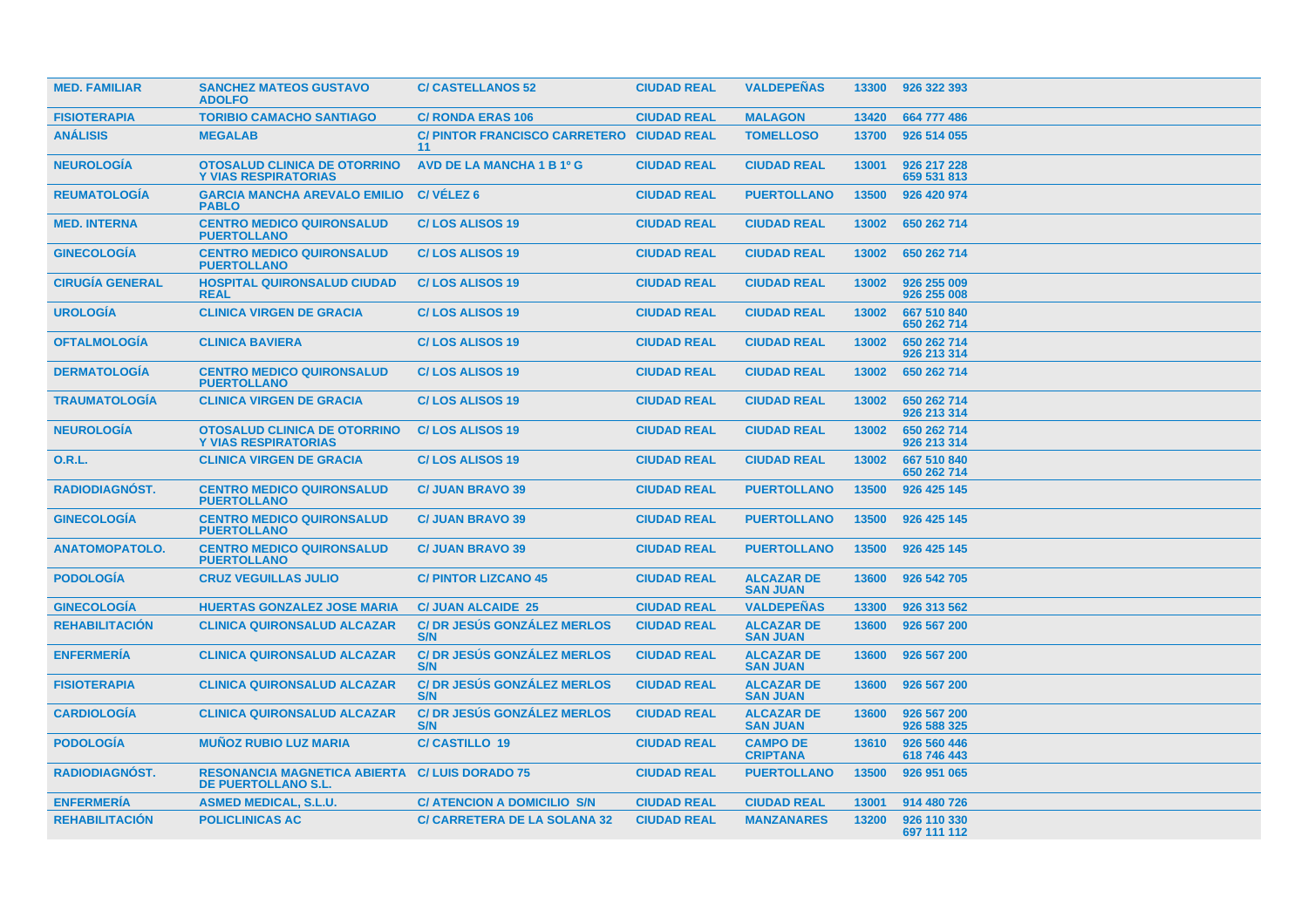| | | | | | | |
|---|---|---|---|---|---|---|
| **MED. FAMILIAR** | **SANCHEZ MATEOS GUSTAVO ADOLFO** | **C/ CASTELLANOS 52** | **CIUDAD REAL** | **VALDEPEÑAS** | **13300** | **926 322 393** |
| **FISIOTERAPIA** | **TORIBIO CAMACHO SANTIAGO** | **C/ RONDA ERAS 106** | **CIUDAD REAL** | **MALAGON** | **13420** | **664 777 486** |
| **ANÁLISIS** | **MEGALAB** | **C/ PINTOR FRANCISCO CARRETERO 11** | **CIUDAD REAL** | **TOMELLOSO** | **13700** | **926 514 055** |
| **NEUROLOGÍA** | **OTOSALUD CLINICA DE OTORRINO Y VIAS RESPIRATORIAS** | **AVD DE LA MANCHA 1 B 1º G** | **CIUDAD REAL** | **CIUDAD REAL** | **13001** | **926 217 228 659 531 813** |
| **REUMATOLOGÍA** | **GARCIA MANCHA AREVALO EMILIO PABLO** | **C/ VÉLEZ 6** | **CIUDAD REAL** | **PUERTOLLANO** | **13500** | **926 420 974** |
| **MED. INTERNA** | **CENTRO MEDICO QUIRONSALUD PUERTOLLANO** | **C/ LOS ALISOS 19** | **CIUDAD REAL** | **CIUDAD REAL** | **13002** | **650 262 714** |
| **GINECOLOGÍA** | **CENTRO MEDICO QUIRONSALUD PUERTOLLANO** | **C/ LOS ALISOS 19** | **CIUDAD REAL** | **CIUDAD REAL** | **13002** | **650 262 714** |
| **CIRUGÍA GENERAL** | **HOSPITAL QUIRONSALUD CIUDAD REAL** | **C/ LOS ALISOS 19** | **CIUDAD REAL** | **CIUDAD REAL** | **13002** | **926 255 009 926 255 008** |
| **UROLOGÍA** | **CLINICA VIRGEN DE GRACIA** | **C/ LOS ALISOS 19** | **CIUDAD REAL** | **CIUDAD REAL** | **13002** | **667 510 840 650 262 714** |
| **OFTALMOLOGÍA** | **CLINICA BAVIERA** | **C/ LOS ALISOS 19** | **CIUDAD REAL** | **CIUDAD REAL** | **13002** | **650 262 714 926 213 314** |
| **DERMATOLOGÍA** | **CENTRO MEDICO QUIRONSALUD PUERTOLLANO** | **C/ LOS ALISOS 19** | **CIUDAD REAL** | **CIUDAD REAL** | **13002** | **650 262 714** |
| **TRAUMATOLOGÍA** | **CLINICA VIRGEN DE GRACIA** | **C/ LOS ALISOS 19** | **CIUDAD REAL** | **CIUDAD REAL** | **13002** | **650 262 714 926 213 314** |
| **NEUROLOGÍA** | **OTOSALUD CLINICA DE OTORRINO Y VIAS RESPIRATORIAS** | **C/ LOS ALISOS 19** | **CIUDAD REAL** | **CIUDAD REAL** | **13002** | **650 262 714 926 213 314** |
| **O.R.L.** | **CLINICA VIRGEN DE GRACIA** | **C/ LOS ALISOS 19** | **CIUDAD REAL** | **CIUDAD REAL** | **13002** | **667 510 840 650 262 714** |
| **RADIODIAGNÓST.** | **CENTRO MEDICO QUIRONSALUD PUERTOLLANO** | **C/ JUAN BRAVO 39** | **CIUDAD REAL** | **PUERTOLLANO** | **13500** | **926 425 145** |
| **GINECOLOGÍA** | **CENTRO MEDICO QUIRONSALUD PUERTOLLANO** | **C/ JUAN BRAVO 39** | **CIUDAD REAL** | **PUERTOLLANO** | **13500** | **926 425 145** |
| **ANATOMOPATOLO.** | **CENTRO MEDICO QUIRONSALUD PUERTOLLANO** | **C/ JUAN BRAVO 39** | **CIUDAD REAL** | **PUERTOLLANO** | **13500** | **926 425 145** |
| **PODOLOGÍA** | **CRUZ VEGUILLAS JULIO** | **C/ PINTOR LIZCANO 45** | **CIUDAD REAL** | **ALCAZAR DE SAN JUAN** | **13600** | **926 542 705** |
| **GINECOLOGÍA** | **HUERTAS GONZALEZ JOSE MARIA** | **C/ JUAN ALCAIDE 25** | **CIUDAD REAL** | **VALDEPEÑAS** | **13300** | **926 313 562** |
| **REHABILITACIÓN** | **CLINICA QUIRONSALUD ALCAZAR** | **C/ DR JESÚS GONZÁLEZ MERLOS S/N** | **CIUDAD REAL** | **ALCAZAR DE SAN JUAN** | **13600** | **926 567 200** |
| **ENFERMERÍA** | **CLINICA QUIRONSALUD ALCAZAR** | **C/ DR JESÚS GONZÁLEZ MERLOS S/N** | **CIUDAD REAL** | **ALCAZAR DE SAN JUAN** | **13600** | **926 567 200** |
| **FISIOTERAPIA** | **CLINICA QUIRONSALUD ALCAZAR** | **C/ DR JESÚS GONZÁLEZ MERLOS S/N** | **CIUDAD REAL** | **ALCAZAR DE SAN JUAN** | **13600** | **926 567 200** |
| **CARDIOLOGÍA** | **CLINICA QUIRONSALUD ALCAZAR** | **C/ DR JESÚS GONZÁLEZ MERLOS S/N** | **CIUDAD REAL** | **ALCAZAR DE SAN JUAN** | **13600** | **926 567 200 926 588 325** |
| **PODOLOGÍA** | **MUÑOZ RUBIO LUZ MARIA** | **C/ CASTILLO 19** | **CIUDAD REAL** | **CAMPO DE CRIPTANA** | **13610** | **926 560 446 618 746 443** |
| **RADIODIAGNÓST.** | **RESONANCIA MAGNETICA ABIERTA DE PUERTOLLANO S.L.** | **C/ LUIS DORADO 75** | **CIUDAD REAL** | **PUERTOLLANO** | **13500** | **926 951 065** |
| **ENFERMERÍA** | **ASMED MEDICAL, S.L.U.** | **C/ ATENCION A DOMICILIO S/N** | **CIUDAD REAL** | **CIUDAD REAL** | **13001** | **914 480 726** |
| **REHABILITACIÓN** | **POLICLINICAS AC** | **C/ CARRETERA DE LA SOLANA 32** | **CIUDAD REAL** | **MANZANARES** | **13200** | **926 110 330 697 111 112** |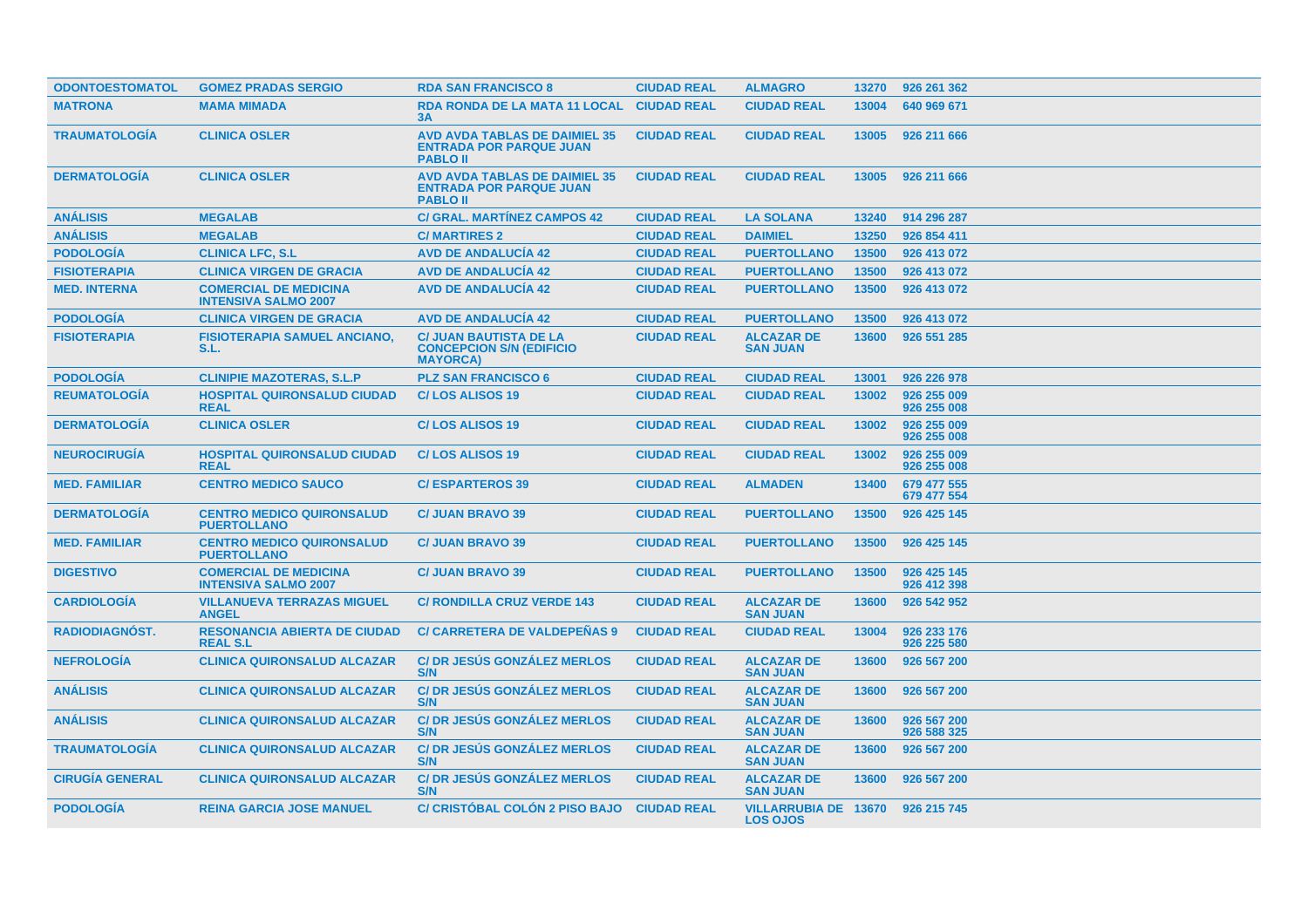| | | | | | | |
|---|---|---|---|---|---|---|
| **ODONTOESTOMATOL** | **GOMEZ PRADAS SERGIO** | **RDA SAN FRANCISCO 8** | **CIUDAD REAL** | **ALMAGRO** | **13270** | **926 261 362** |
| **MATRONA** | **MAMA MIMADA** | **RDA RONDA DE LA MATA 11 LOCAL 3A** | **CIUDAD REAL** | **CIUDAD REAL** | **13004** | **640 969 671** |
| **TRAUMATOLOGÍA** | **CLINICA OSLER** | **AVD AVDA TABLAS DE DAIMIEL 35 ENTRADA POR PARQUE JUAN PABLO II** | **CIUDAD REAL** | **CIUDAD REAL** | **13005** | **926 211 666** |
| **DERMATOLOGÍA** | **CLINICA OSLER** | **AVD AVDA TABLAS DE DAIMIEL 35 ENTRADA POR PARQUE JUAN PABLO II** | **CIUDAD REAL** | **CIUDAD REAL** | **13005** | **926 211 666** |
| **ANÁLISIS** | **MEGALAB** | **C/ GRAL. MARTÍNEZ CAMPOS 42** | **CIUDAD REAL** | **LA SOLANA** | **13240** | **914 296 287** |
| **ANÁLISIS** | **MEGALAB** | **C/ MARTIRES 2** | **CIUDAD REAL** | **DAIMIEL** | **13250** | **926 854 411** |
| **PODOLOGÍA** | **CLINICA LFC, S.L** | **AVD DE ANDALUCÍA 42** | **CIUDAD REAL** | **PUERTOLLANO** | **13500** | **926 413 072** |
| **FISIOTERAPIA** | **CLINICA VIRGEN DE GRACIA** | **AVD DE ANDALUCÍA 42** | **CIUDAD REAL** | **PUERTOLLANO** | **13500** | **926 413 072** |
| **MED. INTERNA** | **COMERCIAL DE MEDICINA INTENSIVA SALMO 2007** | **AVD DE ANDALUCÍA 42** | **CIUDAD REAL** | **PUERTOLLANO** | **13500** | **926 413 072** |
| **PODOLOGÍA** | **CLINICA VIRGEN DE GRACIA** | **AVD DE ANDALUCÍA 42** | **CIUDAD REAL** | **PUERTOLLANO** | **13500** | **926 413 072** |
| **FISIOTERAPIA** | **FISIOTERAPIA SAMUEL ANCIANO, S.L.** | **C/ JUAN BAUTISTA DE LA CONCEPCION S/N (EDIFICIO MAYORCA)** | **CIUDAD REAL** | **ALCAZAR DE SAN JUAN** | **13600** | **926 551 285** |
| **PODOLOGÍA** | **CLINIPIE MAZOTERAS, S.L.P** | **PLZ SAN FRANCISCO 6** | **CIUDAD REAL** | **CIUDAD REAL** | **13001** | **926 226 978** |
| **REUMATOLOGÍA** | **HOSPITAL QUIRONSALUD CIUDAD REAL** | **C/ LOS ALISOS 19** | **CIUDAD REAL** | **CIUDAD REAL** | **13002** | **926 255 009 926 255 008** |
| **DERMATOLOGÍA** | **CLINICA OSLER** | **C/ LOS ALISOS 19** | **CIUDAD REAL** | **CIUDAD REAL** | **13002** | **926 255 009 926 255 008** |
| **NEUROCIRUGÍA** | **HOSPITAL QUIRONSALUD CIUDAD REAL** | **C/ LOS ALISOS 19** | **CIUDAD REAL** | **CIUDAD REAL** | **13002** | **926 255 009 926 255 008** |
| **MED. FAMILIAR** | **CENTRO MEDICO SAUCO** | **C/ ESPARTEROS 39** | **CIUDAD REAL** | **ALMADEN** | **13400** | **679 477 555 679 477 554** |
| **DERMATOLOGÍA** | **CENTRO MEDICO QUIRONSALUD PUERTOLLANO** | **C/ JUAN BRAVO 39** | **CIUDAD REAL** | **PUERTOLLANO** | **13500** | **926 425 145** |
| **MED. FAMILIAR** | **CENTRO MEDICO QUIRONSALUD PUERTOLLANO** | **C/ JUAN BRAVO 39** | **CIUDAD REAL** | **PUERTOLLANO** | **13500** | **926 425 145** |
| **DIGESTIVO** | **COMERCIAL DE MEDICINA INTENSIVA SALMO 2007** | **C/ JUAN BRAVO 39** | **CIUDAD REAL** | **PUERTOLLANO** | **13500** | **926 425 145 926 412 398** |
| **CARDIOLOGÍA** | **VILLANUEVA TERRAZAS MIGUEL ANGEL** | **C/ RONDILLA CRUZ VERDE 143** | **CIUDAD REAL** | **ALCAZAR DE SAN JUAN** | **13600** | **926 542 952** |
| **RADIODIAGNÓST.** | **RESONANCIA ABIERTA DE CIUDAD REAL S.L** | **C/ CARRETERA DE VALDEPEÑAS 9** | **CIUDAD REAL** | **CIUDAD REAL** | **13004** | **926 233 176 926 225 580** |
| **NEFROLOGÍA** | **CLINICA QUIRONSALUD ALCAZAR** | **C/ DR JESÚS GONZÁLEZ MERLOS S/N** | **CIUDAD REAL** | **ALCAZAR DE SAN JUAN** | **13600** | **926 567 200** |
| **ANÁLISIS** | **CLINICA QUIRONSALUD ALCAZAR** | **C/ DR JESÚS GONZÁLEZ MERLOS S/N** | **CIUDAD REAL** | **ALCAZAR DE SAN JUAN** | **13600** | **926 567 200** |
| **ANÁLISIS** | **CLINICA QUIRONSALUD ALCAZAR** | **C/ DR JESÚS GONZÁLEZ MERLOS S/N** | **CIUDAD REAL** | **ALCAZAR DE SAN JUAN** | **13600** | **926 567 200 926 588 325** |
| **TRAUMATOLOGÍA** | **CLINICA QUIRONSALUD ALCAZAR** | **C/ DR JESÚS GONZÁLEZ MERLOS S/N** | **CIUDAD REAL** | **ALCAZAR DE SAN JUAN** | **13600** | **926 567 200** |
| **CIRUGÍA GENERAL** | **CLINICA QUIRONSALUD ALCAZAR** | **C/ DR JESÚS GONZÁLEZ MERLOS S/N** | **CIUDAD REAL** | **ALCAZAR DE SAN JUAN** | **13600** | **926 567 200** |
| **PODOLOGÍA** | **REINA GARCIA JOSE MANUEL** | **C/ CRISTÓBAL COLÓN 2 PISO BAJO** | **CIUDAD REAL** | **VILLARRUBIA DE LOS OJOS** | **13670** | **926 215 745** |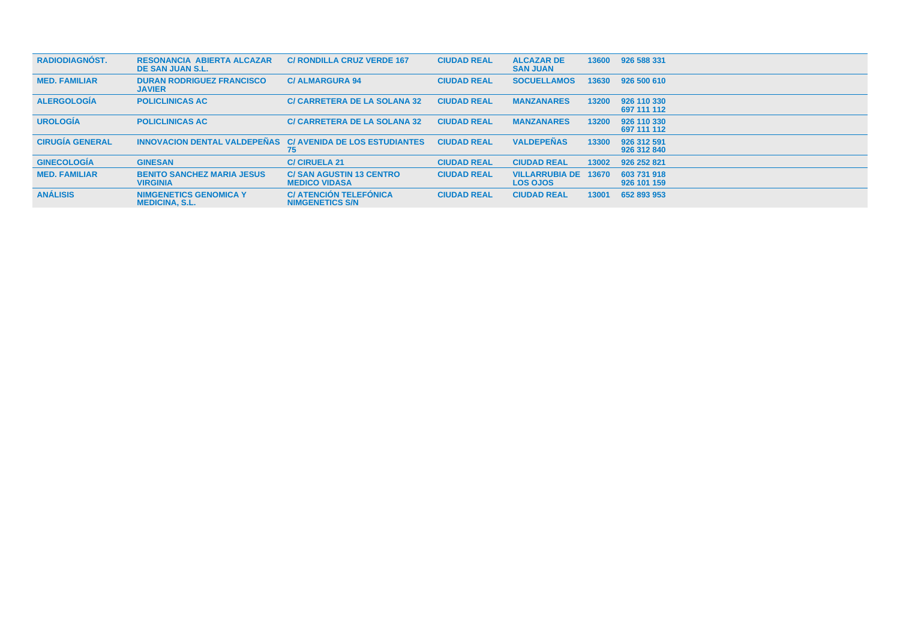| | | | | | | |
|---|---|---|---|---|---|---|
| RADIODIAGNÓST. | RESONANCIA ABIERTA ALCAZAR DE SAN JUAN S.L. | C/ RONDILLA CRUZ VERDE 167 | CIUDAD REAL | ALCAZAR DE SAN JUAN | 13600 | 926 588 331 |
| MED. FAMILIAR | DURAN RODRIGUEZ FRANCISCO JAVIER | C/ ALMARGURA 94 | CIUDAD REAL | SOCUELLAMOS | 13630 | 926 500 610 |
| ALERGOLOGÍA | POLICLINICAS AC | C/ CARRETERA DE LA SOLANA 32 | CIUDAD REAL | MANZANARES | 13200 | 926 110 330<br>697 111 112 |
| UROLOGÍA | POLICLINICAS AC | C/ CARRETERA DE LA SOLANA 32 | CIUDAD REAL | MANZANARES | 13200 | 926 110 330<br>697 111 112 |
| CIRUGÍA GENERAL | INNOVACION DENTAL VALDEPEÑAS | C/ AVENIDA DE LOS ESTUDIANTES 75 | CIUDAD REAL | VALDEPEÑAS | 13300 | 926 312 591<br>926 312 840 |
| GINECOLOGÍA | GINESAN | C/ CIRUELA 21 | CIUDAD REAL | CIUDAD REAL | 13002 | 926 252 821 |
| MED. FAMILIAR | BENITO SANCHEZ MARIA JESUS VIRGINIA | C/ SAN AGUSTIN 13 CENTRO MEDICO VIDASA | CIUDAD REAL | VILLARRUBIA DE LOS OJOS | 13670 | 603 731 918<br>926 101 159 |
| ANÁLISIS | NIMGENETICS GENOMICA Y MEDICINA, S.L. | C/ ATENCIÓN TELEFÓNICA NIMGENETICS S/N | CIUDAD REAL | CIUDAD REAL | 13001 | 652 893 953 |